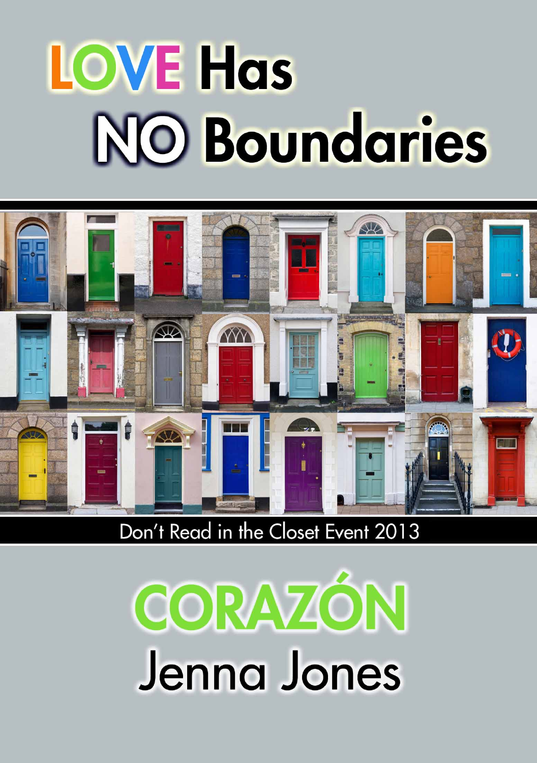# LOVE Has NO Boundaries

Don't Read in the Closet Event 2013

# CORAZÓN

Jenna Jones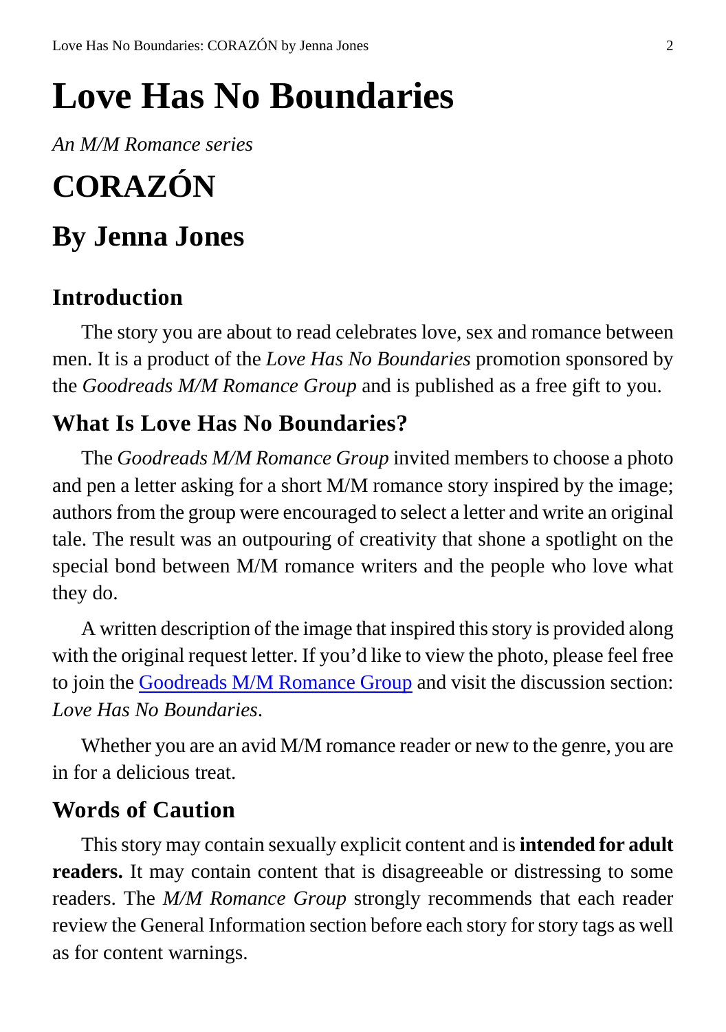# Love Has No Boundaries

*An M/M Romance series*

# CORAZÓN

## By Jenna Jones

### Introduction

The story you are about to read celebrates love, sex and romance between men. It is a product of the *Love Has No Boundaries* promotion sponsored by the *Goodreads M/M Romance Group* and is published as a free gift to you.

### What Is Love Has No Boundaries?

The *Goodreads M/M Romance Group* invited members to choose a photo and pen a letter asking for a short M/M romance story inspired by the image; authors from the group were encouraged to select a letter and write an original tale. The result was an outpouring of creativity that shone a spotlight on the special bond between M/M romance writers and the people who love what they do.

A written description of the image that inspired this story is provided along with the original request letter. If you'd like to view the photo, please feel free to join the Goodreads M/M Romance Group and visit the discussion section: *Love Has No Boundaries*.

Whether you are an avid M/M romance reader or new to the genre, you are in for a delicious treat.

### Words of Caution

This story may contain sexually explicit content and is **intended for adult readers.** It may contain content that is disagreeable or distressing to some readers. The *M/M Romance Group* strongly recommends that each reader review the General Information section before each story for story tags as well as for content warnings.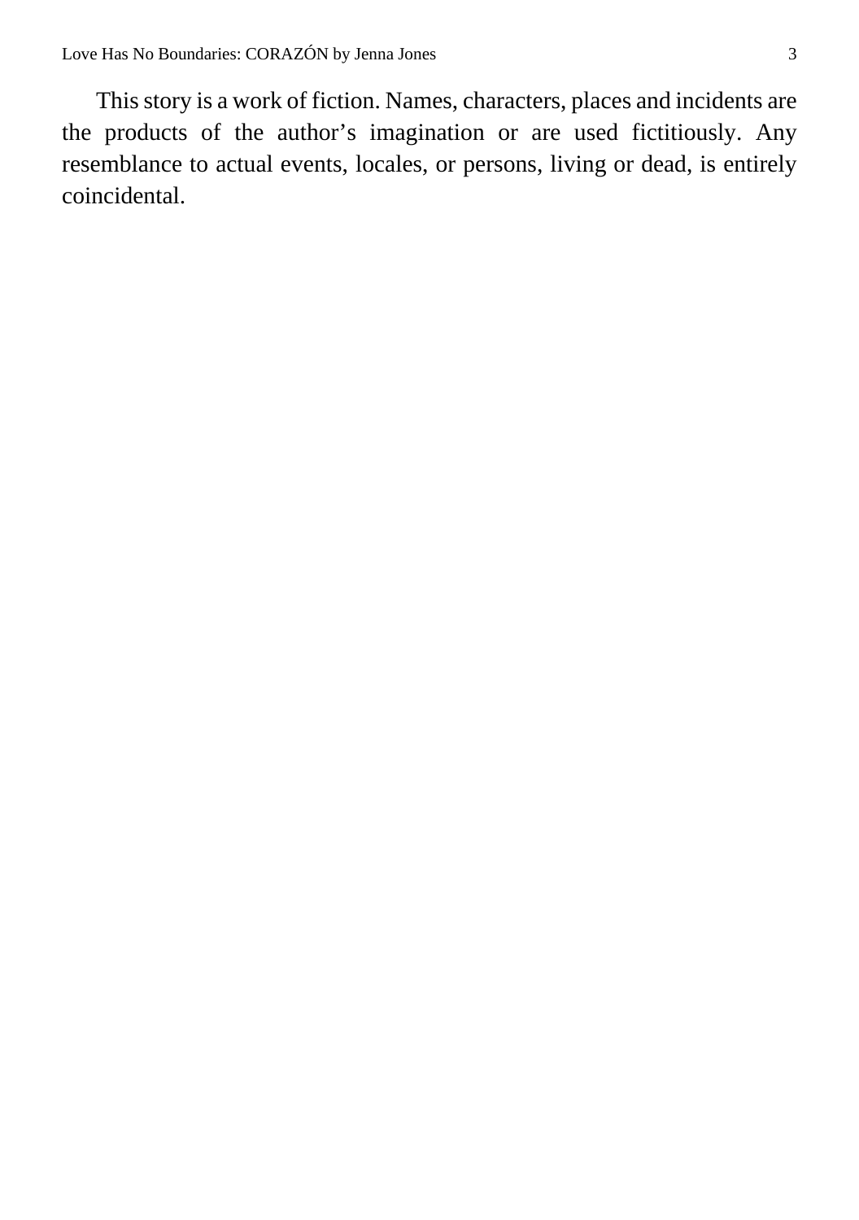This story is a work of fiction. Names, characters, places and incidents are the products of the author's imagination or are used fictitiously. Any resemblance to actual events, locales, or persons, living or dead, is entirely coincidental.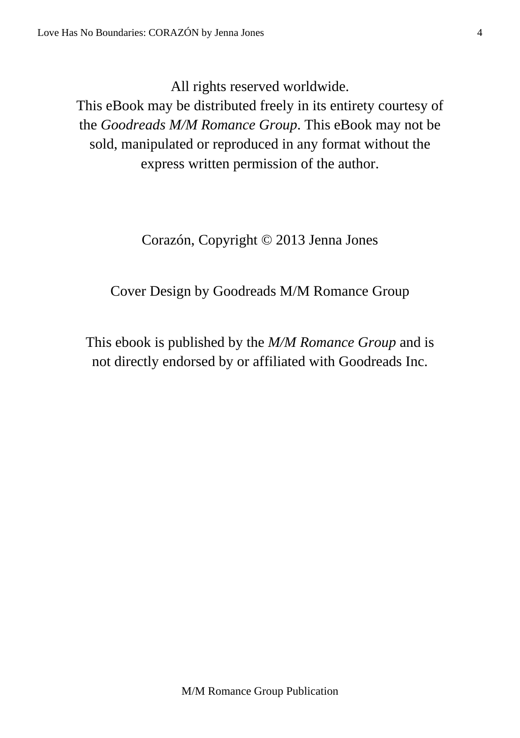All rights reserved worldwide.
This eBook may be distributed freely in its entirety courtesy of the *Goodreads M/M Romance Group*. This eBook may not be sold, manipulated or reproduced in any format without the express written permission of the author.

Corazón, Copyright © 2013 Jenna Jones

Cover Design by Goodreads M/M Romance Group

This ebook is published by the *M/M Romance Group* and is not directly endorsed by or affiliated with Goodreads Inc.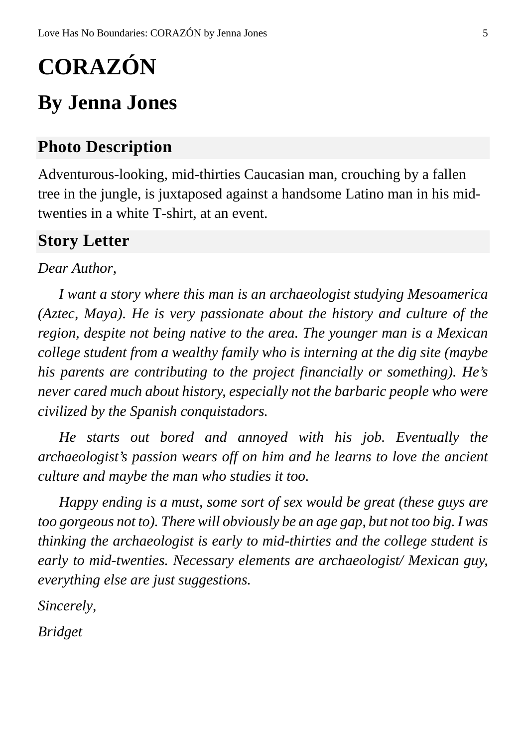# CORAZÓN

## By Jenna Jones

### Photo Description

Adventurous-looking, mid-thirties Caucasian man, crouching by a fallen tree in the jungle, is juxtaposed against a handsome Latino man in his mid-twenties in a white T-shirt, at an event.

### Story Letter

*Dear Author,*

*I want a story where this man is an archaeologist studying Mesoamerica (Aztec, Maya). He is very passionate about the history and culture of the region, despite not being native to the area. The younger man is a Mexican college student from a wealthy family who is interning at the dig site (maybe his parents are contributing to the project financially or something). He's never cared much about history, especially not the barbaric people who were civilized by the Spanish conquistadors.*

*He starts out bored and annoyed with his job. Eventually the archaeologist's passion wears off on him and he learns to love the ancient culture and maybe the man who studies it too.*

*Happy ending is a must, some sort of sex would be great (these guys are too gorgeous not to). There will obviously be an age gap, but not too big. I was thinking the archaeologist is early to mid-thirties and the college student is early to mid-twenties. Necessary elements are archaeologist/ Mexican guy, everything else are just suggestions.*

*Sincerely,*

*Bridget*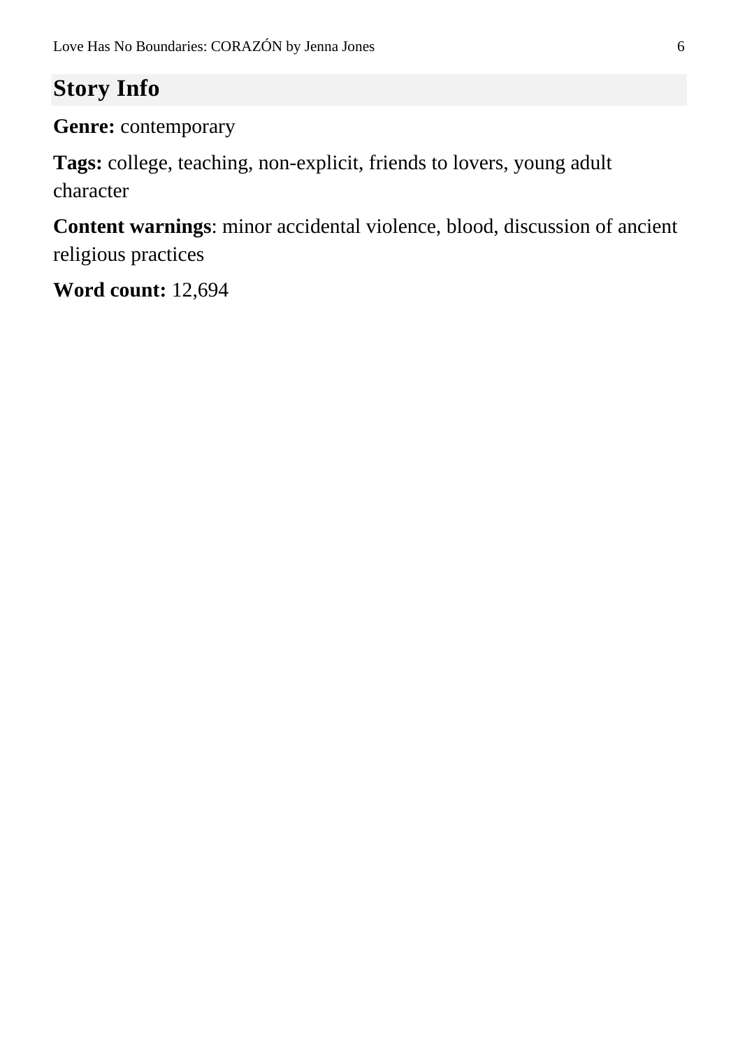## Story Info

**Genre:** contemporary

**Tags:** college, teaching, non-explicit, friends to lovers, young adult character

**Content warnings**: minor accidental violence, blood, discussion of ancient religious practices

**Word count:** 12,694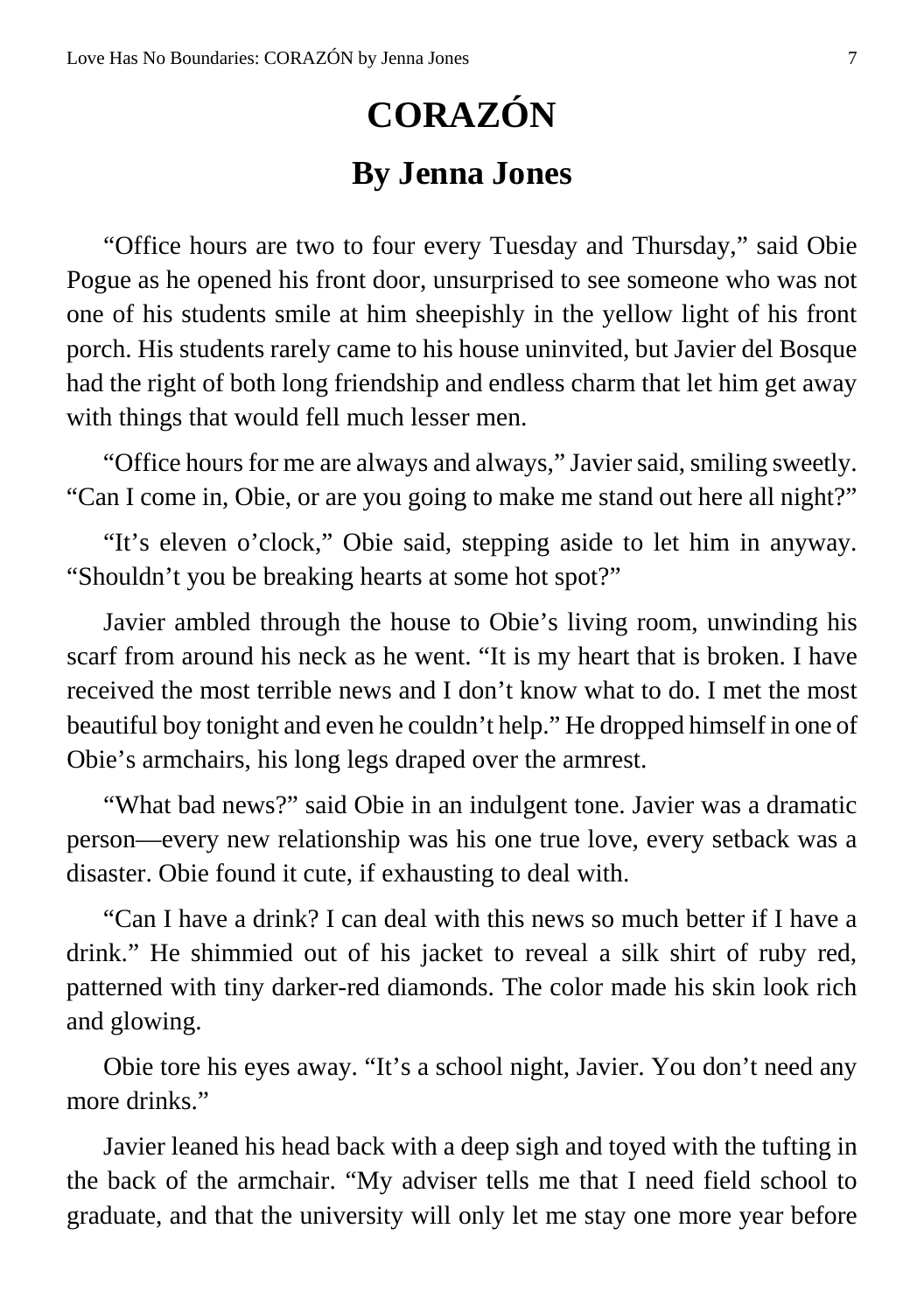# CORAZÓN

## By Jenna Jones

"Office hours are two to four every Tuesday and Thursday," said Obie Pogue as he opened his front door, unsurprised to see someone who was not one of his students smile at him sheepishly in the yellow light of his front porch. His students rarely came to his house uninvited, but Javier del Bosque had the right of both long friendship and endless charm that let him get away with things that would fell much lesser men.

"Office hours for me are always and always," Javier said, smiling sweetly. "Can I come in, Obie, or are you going to make me stand out here all night?"

"It's eleven o'clock," Obie said, stepping aside to let him in anyway. "Shouldn't you be breaking hearts at some hot spot?"

Javier ambled through the house to Obie's living room, unwinding his scarf from around his neck as he went. "It is my heart that is broken. I have received the most terrible news and I don't know what to do. I met the most beautiful boy tonight and even he couldn't help." He dropped himself in one of Obie's armchairs, his long legs draped over the armrest.

"What bad news?" said Obie in an indulgent tone. Javier was a dramatic person—every new relationship was his one true love, every setback was a disaster. Obie found it cute, if exhausting to deal with.

"Can I have a drink? I can deal with this news so much better if I have a drink." He shimmied out of his jacket to reveal a silk shirt of ruby red, patterned with tiny darker-red diamonds. The color made his skin look rich and glowing.

Obie tore his eyes away. "It's a school night, Javier. You don't need any more drinks."

Javier leaned his head back with a deep sigh and toyed with the tufting in the back of the armchair. "My adviser tells me that I need field school to graduate, and that the university will only let me stay one more year before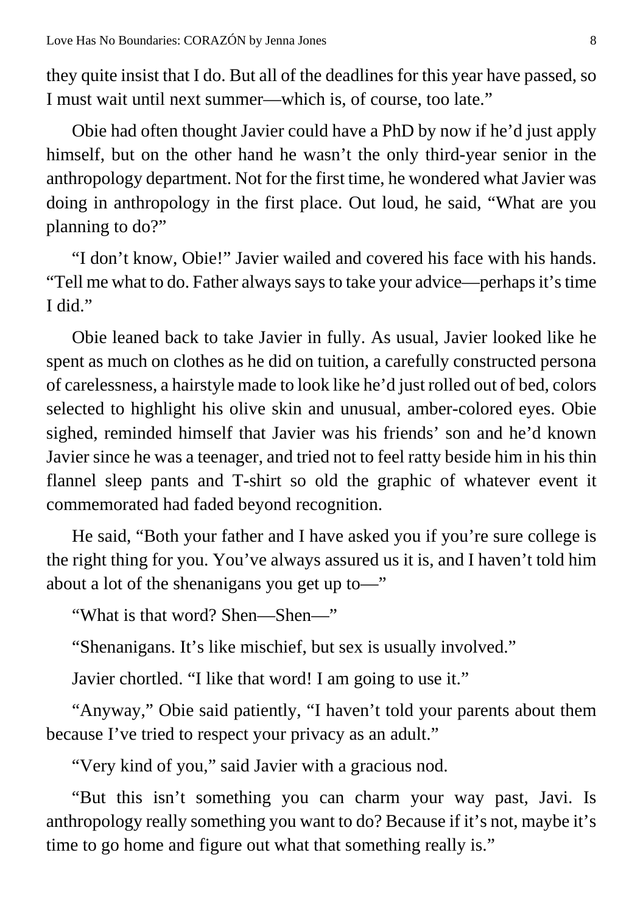they quite insist that I do. But all of the deadlines for this year have passed, so I must wait until next summer—which is, of course, too late."

Obie had often thought Javier could have a PhD by now if he'd just apply himself, but on the other hand he wasn't the only third-year senior in the anthropology department. Not for the first time, he wondered what Javier was doing in anthropology in the first place. Out loud, he said, "What are you planning to do?"

"I don't know, Obie!" Javier wailed and covered his face with his hands. "Tell me what to do. Father always says to take your advice—perhaps it's time I did."

Obie leaned back to take Javier in fully. As usual, Javier looked like he spent as much on clothes as he did on tuition, a carefully constructed persona of carelessness, a hairstyle made to look like he'd just rolled out of bed, colors selected to highlight his olive skin and unusual, amber-colored eyes. Obie sighed, reminded himself that Javier was his friends' son and he'd known Javier since he was a teenager, and tried not to feel ratty beside him in his thin flannel sleep pants and T-shirt so old the graphic of whatever event it commemorated had faded beyond recognition.

He said, "Both your father and I have asked you if you're sure college is the right thing for you. You've always assured us it is, and I haven't told him about a lot of the shenanigans you get up to—"

"What is that word? Shen—Shen—"

"Shenanigans. It's like mischief, but sex is usually involved."

Javier chortled. "I like that word! I am going to use it."

"Anyway," Obie said patiently, "I haven't told your parents about them because I've tried to respect your privacy as an adult."

"Very kind of you," said Javier with a gracious nod.

"But this isn't something you can charm your way past, Javi. Is anthropology really something you want to do? Because if it's not, maybe it's time to go home and figure out what that something really is."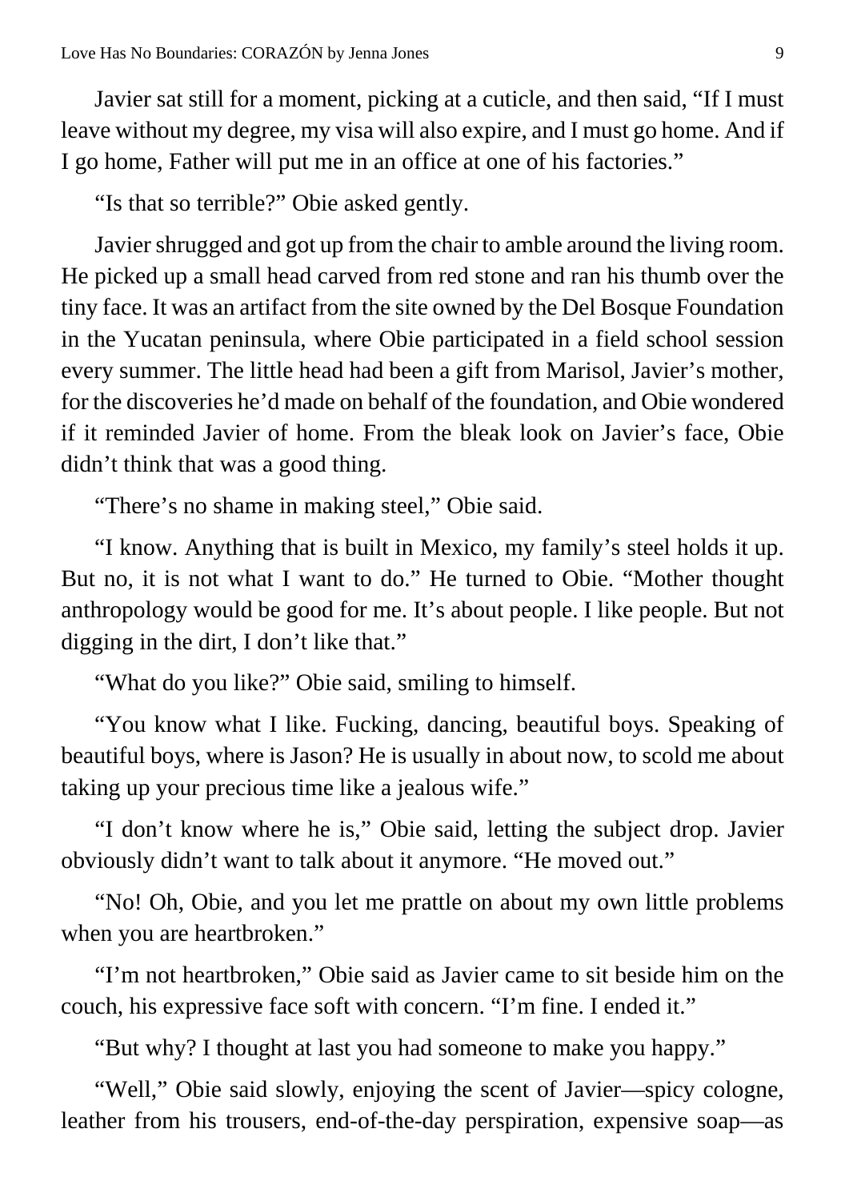Javier sat still for a moment, picking at a cuticle, and then said, "If I must leave without my degree, my visa will also expire, and I must go home. And if I go home, Father will put me in an office at one of his factories."

"Is that so terrible?" Obie asked gently.

Javier shrugged and got up from the chair to amble around the living room. He picked up a small head carved from red stone and ran his thumb over the tiny face. It was an artifact from the site owned by the Del Bosque Foundation in the Yucatan peninsula, where Obie participated in a field school session every summer. The little head had been a gift from Marisol, Javier's mother, for the discoveries he'd made on behalf of the foundation, and Obie wondered if it reminded Javier of home. From the bleak look on Javier's face, Obie didn't think that was a good thing.

"There's no shame in making steel," Obie said.

"I know. Anything that is built in Mexico, my family's steel holds it up. But no, it is not what I want to do." He turned to Obie. "Mother thought anthropology would be good for me. It's about people. I like people. But not digging in the dirt, I don't like that."

"What do you like?" Obie said, smiling to himself.

"You know what I like. Fucking, dancing, beautiful boys. Speaking of beautiful boys, where is Jason? He is usually in about now, to scold me about taking up your precious time like a jealous wife."

"I don't know where he is," Obie said, letting the subject drop. Javier obviously didn't want to talk about it anymore. "He moved out."

"No! Oh, Obie, and you let me prattle on about my own little problems when you are heartbroken."

"I'm not heartbroken," Obie said as Javier came to sit beside him on the couch, his expressive face soft with concern. "I'm fine. I ended it."

"But why? I thought at last you had someone to make you happy."

"Well," Obie said slowly, enjoying the scent of Javier—spicy cologne, leather from his trousers, end-of-the-day perspiration, expensive soap—as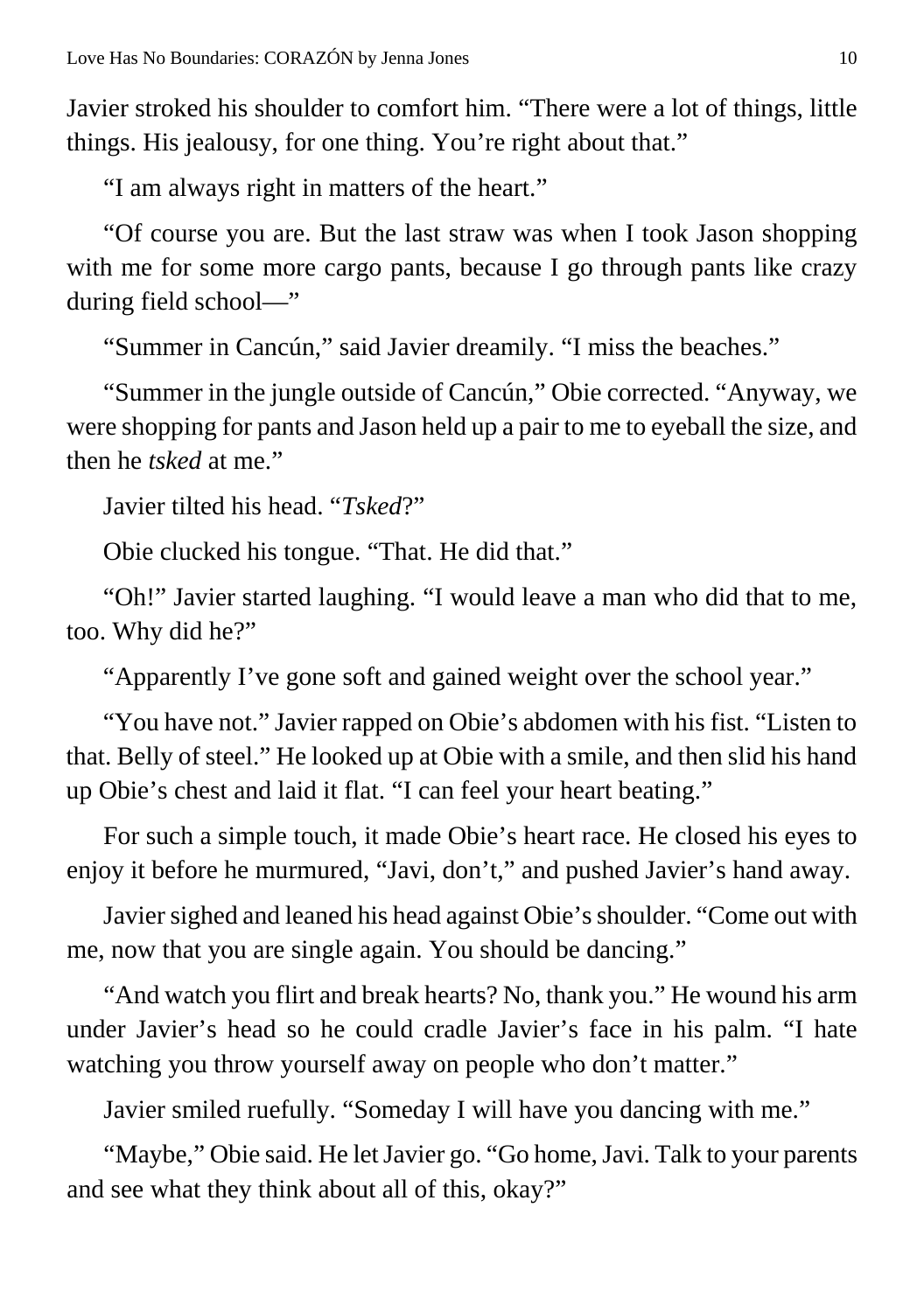Javier stroked his shoulder to comfort him. "There were a lot of things, little things. His jealousy, for one thing. You're right about that."

"I am always right in matters of the heart."

"Of course you are. But the last straw was when I took Jason shopping with me for some more cargo pants, because I go through pants like crazy during field school—"

"Summer in Cancún," said Javier dreamily. "I miss the beaches."

"Summer in the jungle outside of Cancún," Obie corrected. "Anyway, we were shopping for pants and Jason held up a pair to me to eyeball the size, and then he *tsked* at me."

Javier tilted his head. "*Tsked*?"

Obie clucked his tongue. "That. He did that."

"Oh!" Javier started laughing. "I would leave a man who did that to me, too. Why did he?"

"Apparently I've gone soft and gained weight over the school year."

"You have not." Javier rapped on Obie's abdomen with his fist. "Listen to that. Belly of steel." He looked up at Obie with a smile, and then slid his hand up Obie's chest and laid it flat. "I can feel your heart beating."

For such a simple touch, it made Obie's heart race. He closed his eyes to enjoy it before he murmured, "Javi, don't," and pushed Javier's hand away.

Javier sighed and leaned his head against Obie's shoulder. "Come out with me, now that you are single again. You should be dancing."

"And watch you flirt and break hearts? No, thank you." He wound his arm under Javier's head so he could cradle Javier's face in his palm. "I hate watching you throw yourself away on people who don't matter."

Javier smiled ruefully. "Someday I will have you dancing with me."

"Maybe," Obie said. He let Javier go. "Go home, Javi. Talk to your parents and see what they think about all of this, okay?"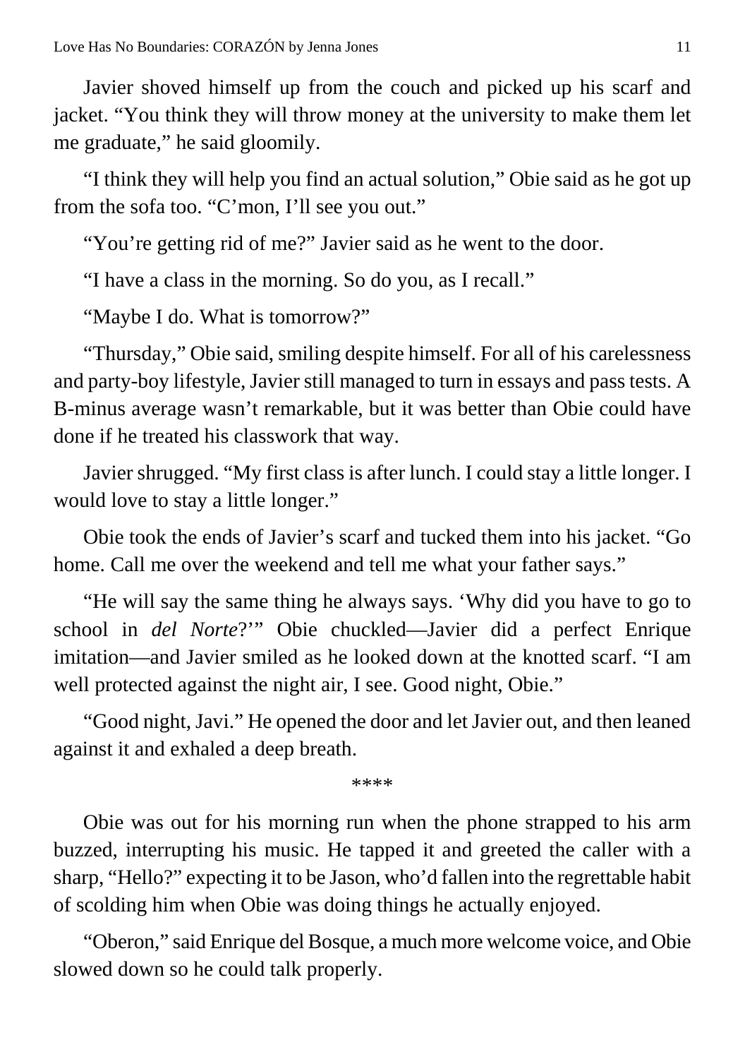Javier shoved himself up from the couch and picked up his scarf and jacket. "You think they will throw money at the university to make them let me graduate," he said gloomily.

"I think they will help you find an actual solution," Obie said as he got up from the sofa too. "C'mon, I'll see you out."

"You're getting rid of me?" Javier said as he went to the door.

"I have a class in the morning. So do you, as I recall."

"Maybe I do. What is tomorrow?"

"Thursday," Obie said, smiling despite himself. For all of his carelessness and party-boy lifestyle, Javier still managed to turn in essays and pass tests. A B-minus average wasn't remarkable, but it was better than Obie could have done if he treated his classwork that way.

Javier shrugged. "My first class is after lunch. I could stay a little longer. I would love to stay a little longer."

Obie took the ends of Javier's scarf and tucked them into his jacket. "Go home. Call me over the weekend and tell me what your father says."

"He will say the same thing he always says. 'Why did you have to go to school in *del Norte*?'" Obie chuckled—Javier did a perfect Enrique imitation—and Javier smiled as he looked down at the knotted scarf. "I am well protected against the night air, I see. Good night, Obie."

"Good night, Javi." He opened the door and let Javier out, and then leaned against it and exhaled a deep breath.

****

Obie was out for his morning run when the phone strapped to his arm buzzed, interrupting his music. He tapped it and greeted the caller with a sharp, "Hello?" expecting it to be Jason, who'd fallen into the regrettable habit of scolding him when Obie was doing things he actually enjoyed.

"Oberon," said Enrique del Bosque, a much more welcome voice, and Obie slowed down so he could talk properly.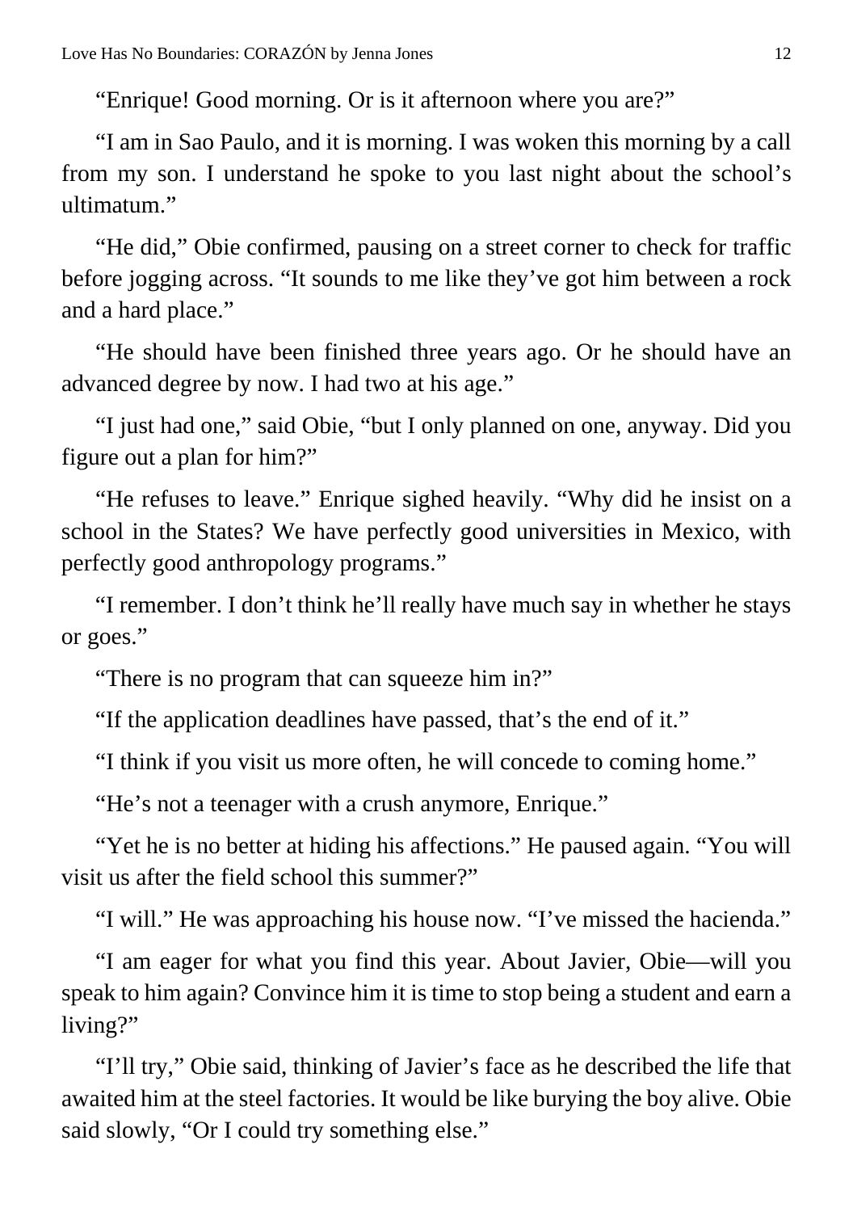"Enrique! Good morning. Or is it afternoon where you are?"

"I am in Sao Paulo, and it is morning. I was woken this morning by a call from my son. I understand he spoke to you last night about the school's ultimatum."

"He did," Obie confirmed, pausing on a street corner to check for traffic before jogging across. "It sounds to me like they've got him between a rock and a hard place."

"He should have been finished three years ago. Or he should have an advanced degree by now. I had two at his age."

"I just had one," said Obie, "but I only planned on one, anyway. Did you figure out a plan for him?"

"He refuses to leave." Enrique sighed heavily. "Why did he insist on a school in the States? We have perfectly good universities in Mexico, with perfectly good anthropology programs."

"I remember. I don't think he'll really have much say in whether he stays or goes."

"There is no program that can squeeze him in?"

"If the application deadlines have passed, that's the end of it."

"I think if you visit us more often, he will concede to coming home."

"He's not a teenager with a crush anymore, Enrique."

"Yet he is no better at hiding his affections." He paused again. "You will visit us after the field school this summer?"

"I will." He was approaching his house now. "I've missed the hacienda."

"I am eager for what you find this year. About Javier, Obie—will you speak to him again? Convince him it is time to stop being a student and earn a living?"

"I'll try," Obie said, thinking of Javier's face as he described the life that awaited him at the steel factories. It would be like burying the boy alive. Obie said slowly, "Or I could try something else."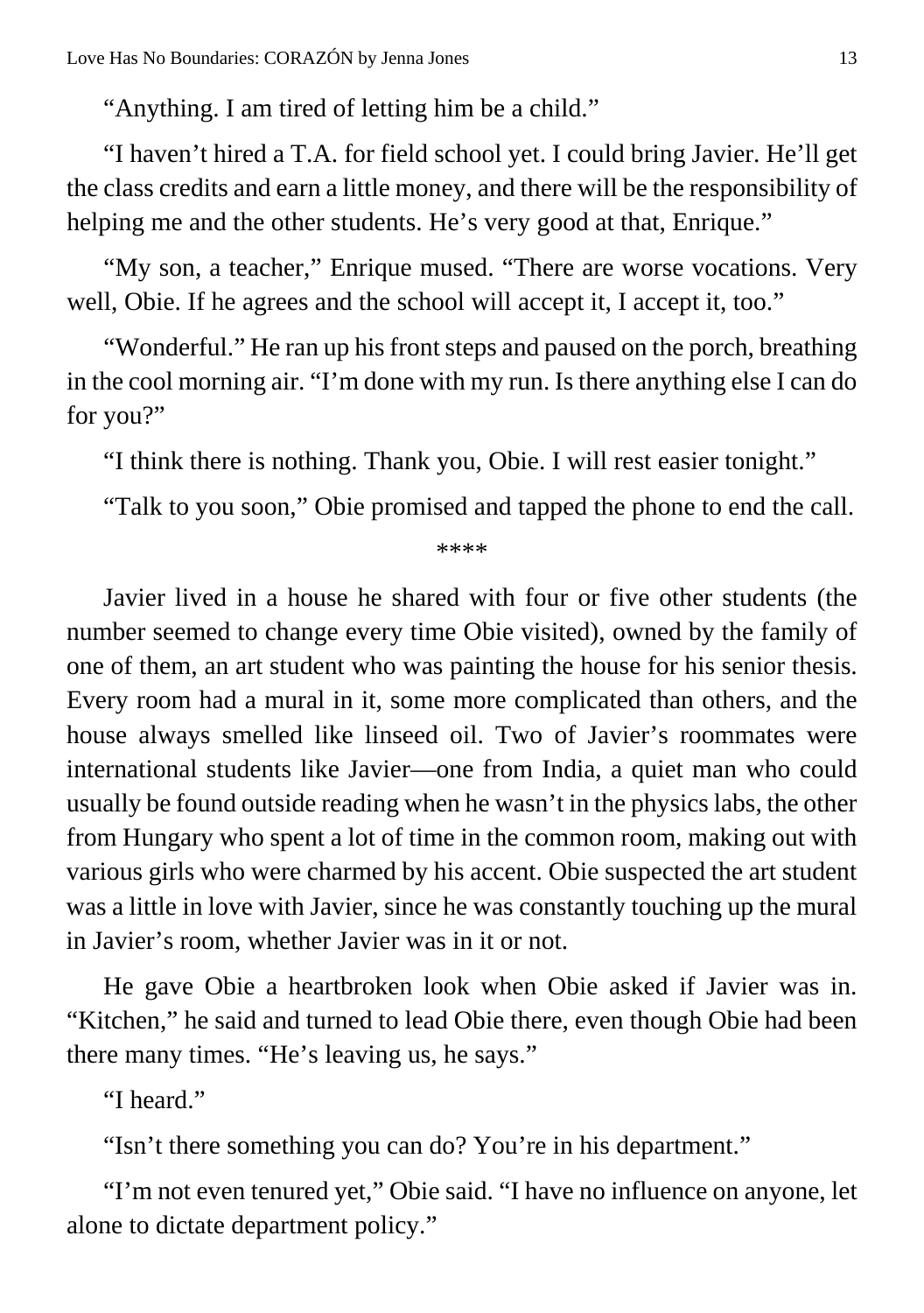"Anything. I am tired of letting him be a child."

"I haven't hired a T.A. for field school yet. I could bring Javier. He'll get the class credits and earn a little money, and there will be the responsibility of helping me and the other students. He's very good at that, Enrique."

"My son, a teacher," Enrique mused. "There are worse vocations. Very well, Obie. If he agrees and the school will accept it, I accept it, too."

"Wonderful." He ran up his front steps and paused on the porch, breathing in the cool morning air. "I'm done with my run. Is there anything else I can do for you?"

"I think there is nothing. Thank you, Obie. I will rest easier tonight."

"Talk to you soon," Obie promised and tapped the phone to end the call.

****

Javier lived in a house he shared with four or five other students (the number seemed to change every time Obie visited), owned by the family of one of them, an art student who was painting the house for his senior thesis. Every room had a mural in it, some more complicated than others, and the house always smelled like linseed oil. Two of Javier's roommates were international students like Javier—one from India, a quiet man who could usually be found outside reading when he wasn't in the physics labs, the other from Hungary who spent a lot of time in the common room, making out with various girls who were charmed by his accent. Obie suspected the art student was a little in love with Javier, since he was constantly touching up the mural in Javier's room, whether Javier was in it or not.

He gave Obie a heartbroken look when Obie asked if Javier was in. "Kitchen," he said and turned to lead Obie there, even though Obie had been there many times. "He's leaving us, he says."

"I heard."

"Isn't there something you can do? You're in his department."

"I'm not even tenured yet," Obie said. "I have no influence on anyone, let alone to dictate department policy."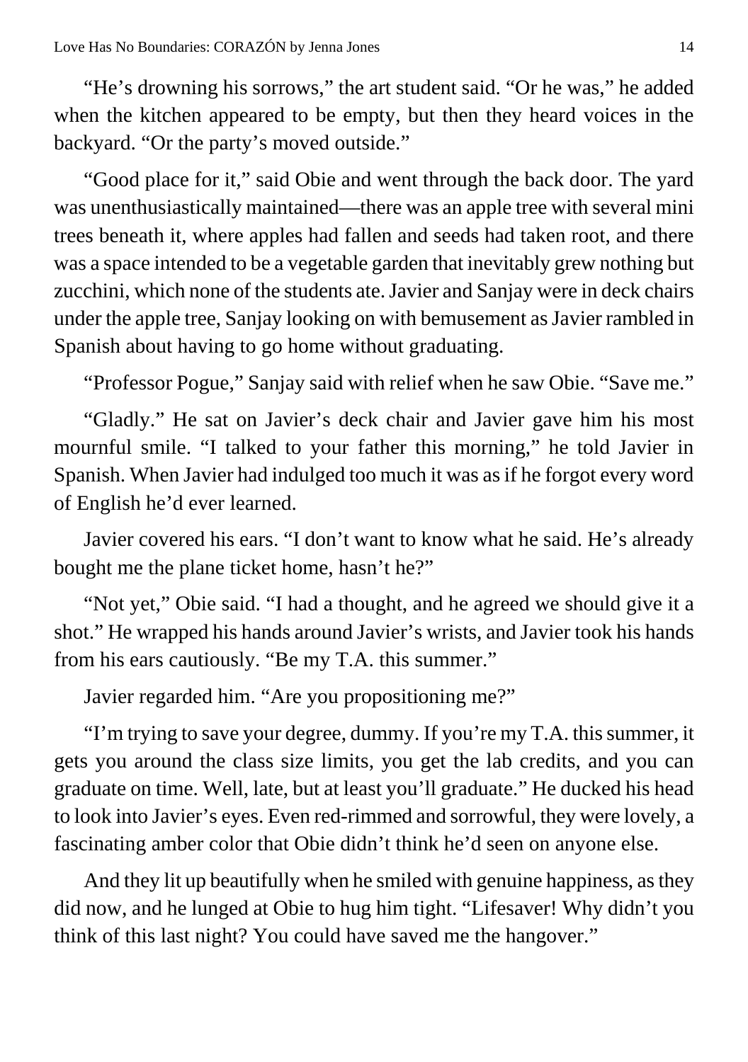"He's drowning his sorrows," the art student said. "Or he was," he added when the kitchen appeared to be empty, but then they heard voices in the backyard. "Or the party's moved outside."

"Good place for it," said Obie and went through the back door. The yard was unenthusiastically maintained—there was an apple tree with several mini trees beneath it, where apples had fallen and seeds had taken root, and there was a space intended to be a vegetable garden that inevitably grew nothing but zucchini, which none of the students ate. Javier and Sanjay were in deck chairs under the apple tree, Sanjay looking on with bemusement as Javier rambled in Spanish about having to go home without graduating.

"Professor Pogue," Sanjay said with relief when he saw Obie. "Save me."

"Gladly." He sat on Javier's deck chair and Javier gave him his most mournful smile. "I talked to your father this morning," he told Javier in Spanish. When Javier had indulged too much it was as if he forgot every word of English he'd ever learned.

Javier covered his ears. "I don't want to know what he said. He's already bought me the plane ticket home, hasn't he?"

"Not yet," Obie said. "I had a thought, and he agreed we should give it a shot." He wrapped his hands around Javier's wrists, and Javier took his hands from his ears cautiously. "Be my T.A. this summer."

Javier regarded him. "Are you propositioning me?"

"I'm trying to save your degree, dummy. If you're my T.A. this summer, it gets you around the class size limits, you get the lab credits, and you can graduate on time. Well, late, but at least you'll graduate." He ducked his head to look into Javier's eyes. Even red-rimmed and sorrowful, they were lovely, a fascinating amber color that Obie didn't think he'd seen on anyone else.

And they lit up beautifully when he smiled with genuine happiness, as they did now, and he lunged at Obie to hug him tight. "Lifesaver! Why didn't you think of this last night? You could have saved me the hangover."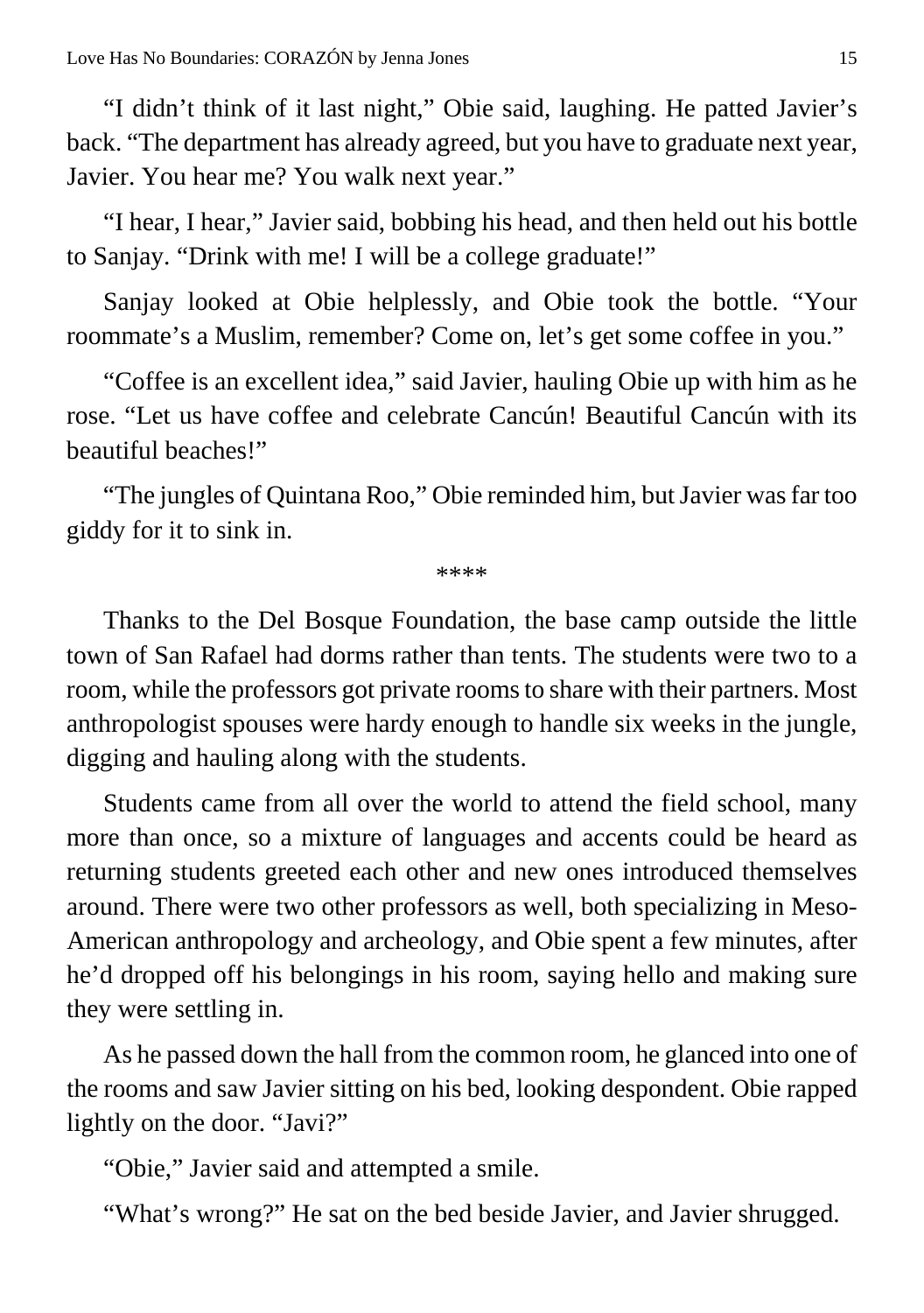"I didn't think of it last night," Obie said, laughing. He patted Javier's back. "The department has already agreed, but you have to graduate next year, Javier. You hear me? You walk next year."

"I hear, I hear," Javier said, bobbing his head, and then held out his bottle to Sanjay. "Drink with me! I will be a college graduate!"

Sanjay looked at Obie helplessly, and Obie took the bottle. "Your roommate's a Muslim, remember? Come on, let's get some coffee in you."

"Coffee is an excellent idea," said Javier, hauling Obie up with him as he rose. "Let us have coffee and celebrate Cancún! Beautiful Cancún with its beautiful beaches!"

"The jungles of Quintana Roo," Obie reminded him, but Javier was far too giddy for it to sink in.

****

Thanks to the Del Bosque Foundation, the base camp outside the little town of San Rafael had dorms rather than tents. The students were two to a room, while the professors got private rooms to share with their partners. Most anthropologist spouses were hardy enough to handle six weeks in the jungle, digging and hauling along with the students.

Students came from all over the world to attend the field school, many more than once, so a mixture of languages and accents could be heard as returning students greeted each other and new ones introduced themselves around. There were two other professors as well, both specializing in Meso-American anthropology and archeology, and Obie spent a few minutes, after he'd dropped off his belongings in his room, saying hello and making sure they were settling in.

As he passed down the hall from the common room, he glanced into one of the rooms and saw Javier sitting on his bed, looking despondent. Obie rapped lightly on the door. "Javi?"

"Obie," Javier said and attempted a smile.

"What's wrong?" He sat on the bed beside Javier, and Javier shrugged.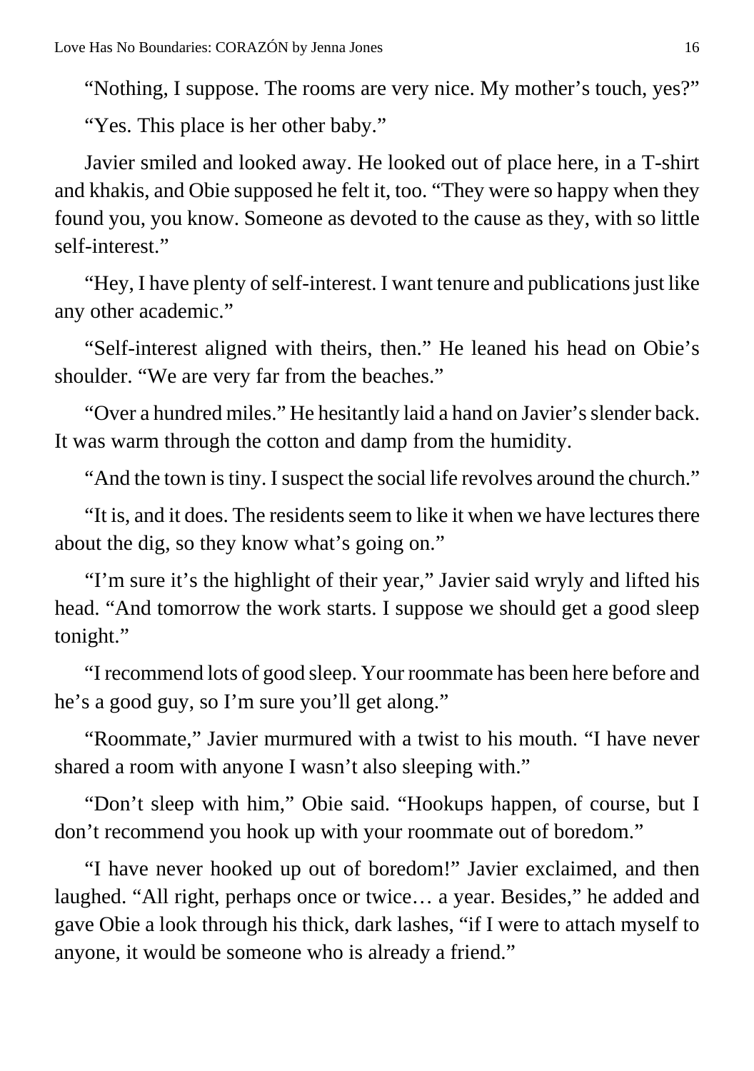"Nothing, I suppose. The rooms are very nice. My mother's touch, yes?"

"Yes. This place is her other baby."

Javier smiled and looked away. He looked out of place here, in a T-shirt and khakis, and Obie supposed he felt it, too. "They were so happy when they found you, you know. Someone as devoted to the cause as they, with so little self-interest."

"Hey, I have plenty of self-interest. I want tenure and publications just like any other academic."

"Self-interest aligned with theirs, then." He leaned his head on Obie's shoulder. "We are very far from the beaches."

"Over a hundred miles." He hesitantly laid a hand on Javier's slender back. It was warm through the cotton and damp from the humidity.

"And the town is tiny. I suspect the social life revolves around the church."

"It is, and it does. The residents seem to like it when we have lectures there about the dig, so they know what's going on."

"I'm sure it's the highlight of their year," Javier said wryly and lifted his head. "And tomorrow the work starts. I suppose we should get a good sleep tonight."

"I recommend lots of good sleep. Your roommate has been here before and he's a good guy, so I'm sure you'll get along."

"Roommate," Javier murmured with a twist to his mouth. "I have never shared a room with anyone I wasn't also sleeping with."

"Don't sleep with him," Obie said. "Hookups happen, of course, but I don't recommend you hook up with your roommate out of boredom."

"I have never hooked up out of boredom!" Javier exclaimed, and then laughed. "All right, perhaps once or twice… a year. Besides," he added and gave Obie a look through his thick, dark lashes, "if I were to attach myself to anyone, it would be someone who is already a friend."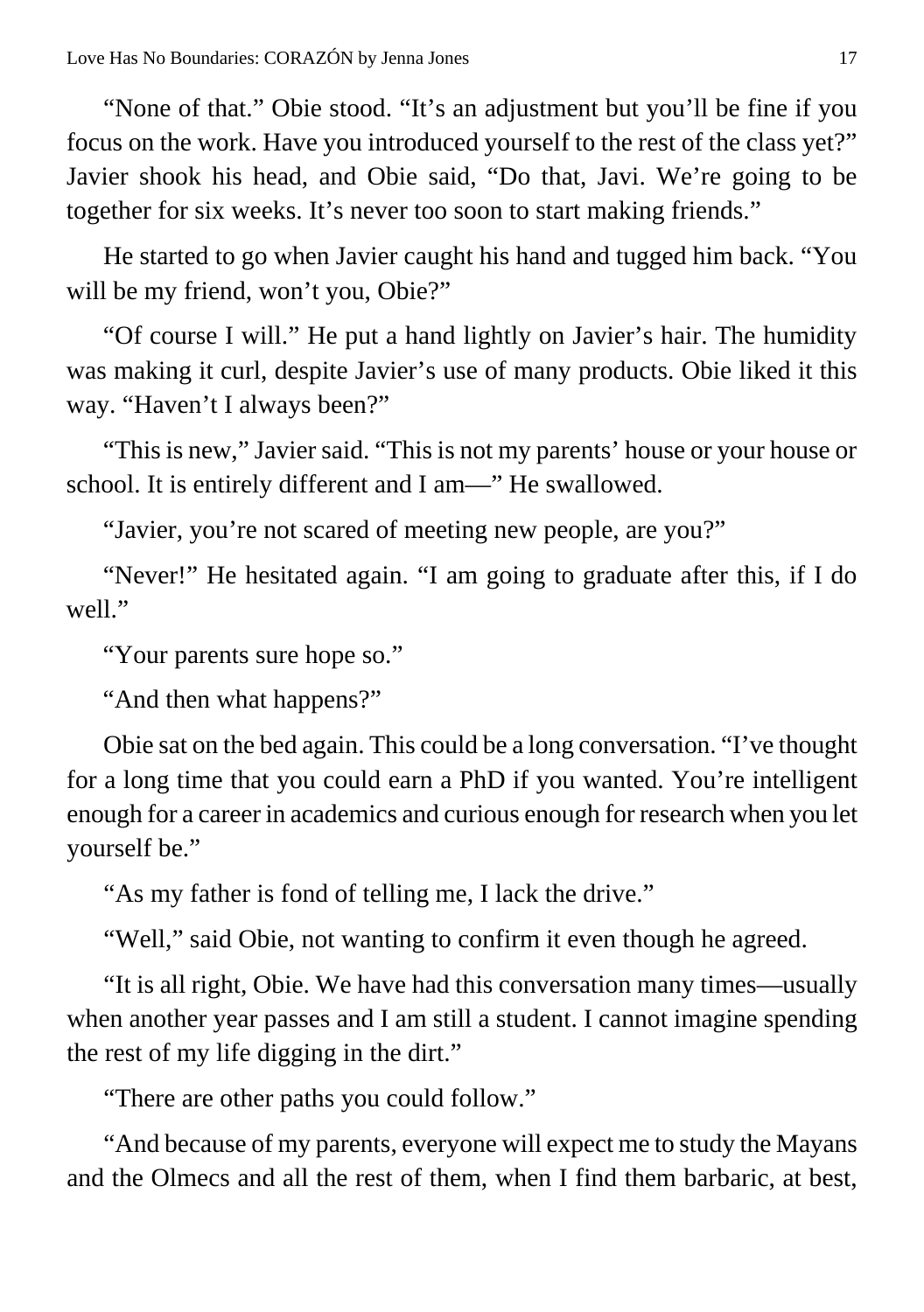“None of that.” Obie stood. “It’s an adjustment but you’ll be fine if you focus on the work. Have you introduced yourself to the rest of the class yet?” Javier shook his head, and Obie said, “Do that, Javi. We’re going to be together for six weeks. It’s never too soon to start making friends.”

He started to go when Javier caught his hand and tugged him back. “You will be my friend, won’t you, Obie?”

“Of course I will.” He put a hand lightly on Javier’s hair. The humidity was making it curl, despite Javier’s use of many products. Obie liked it this way. “Haven’t I always been?”

“This is new,” Javier said. “This is not my parents’ house or your house or school. It is entirely different and I am—” He swallowed.

“Javier, you’re not scared of meeting new people, are you?”

“Never!” He hesitated again. “I am going to graduate after this, if I do well.”

“Your parents sure hope so.”

“And then what happens?”

Obie sat on the bed again. This could be a long conversation. “I’ve thought for a long time that you could earn a PhD if you wanted. You’re intelligent enough for a career in academics and curious enough for research when you let yourself be.”

“As my father is fond of telling me, I lack the drive.”

“Well,” said Obie, not wanting to confirm it even though he agreed.

“It is all right, Obie. We have had this conversation many times—usually when another year passes and I am still a student. I cannot imagine spending the rest of my life digging in the dirt.”

“There are other paths you could follow.”

“And because of my parents, everyone will expect me to study the Mayans and the Olmecs and all the rest of them, when I find them barbaric, at best,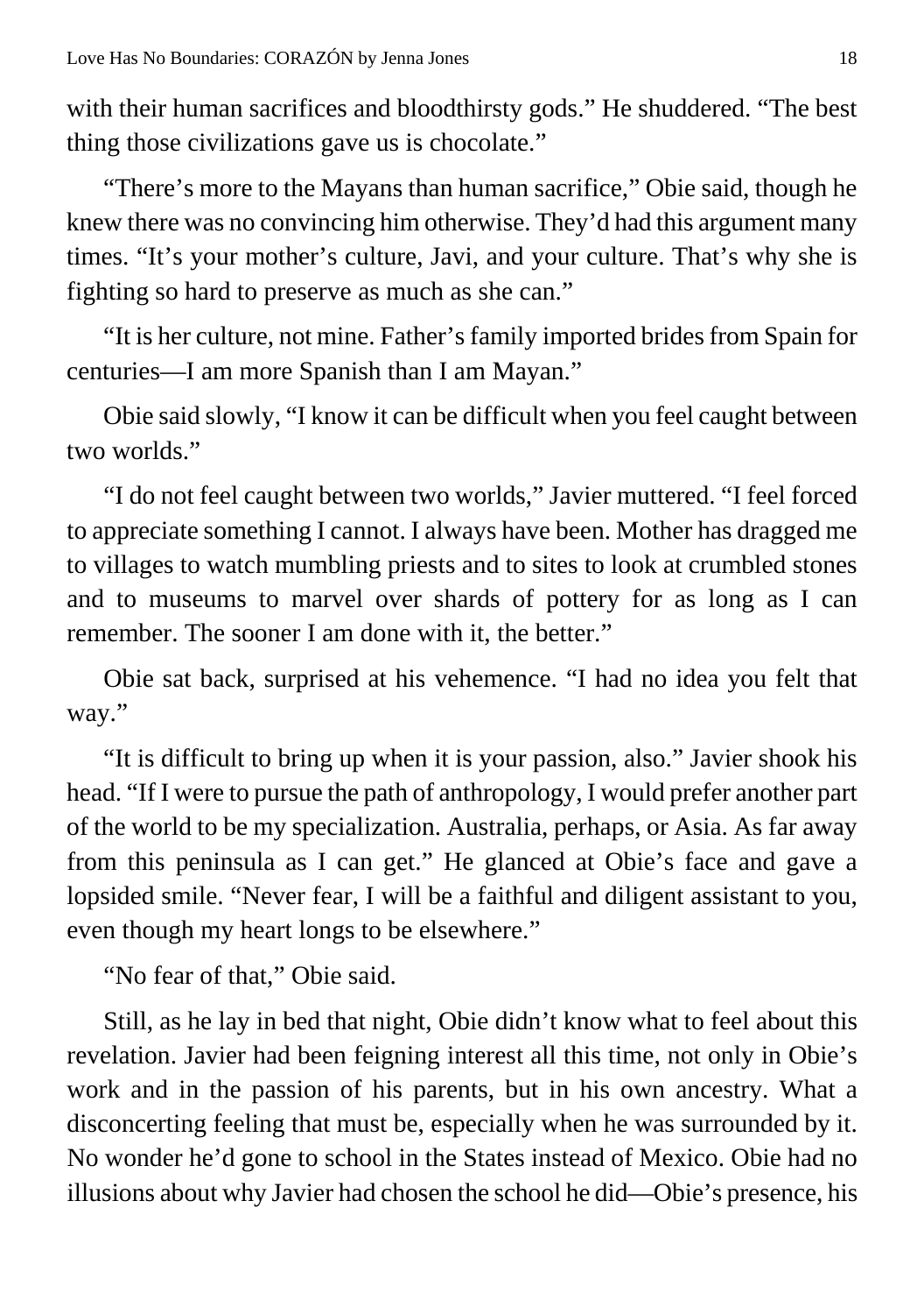with their human sacrifices and bloodthirsty gods." He shuddered. "The best thing those civilizations gave us is chocolate."

"There's more to the Mayans than human sacrifice," Obie said, though he knew there was no convincing him otherwise. They'd had this argument many times. "It's your mother's culture, Javi, and your culture. That's why she is fighting so hard to preserve as much as she can."

"It is her culture, not mine. Father's family imported brides from Spain for centuries—I am more Spanish than I am Mayan."

Obie said slowly, "I know it can be difficult when you feel caught between two worlds."

"I do not feel caught between two worlds," Javier muttered. "I feel forced to appreciate something I cannot. I always have been. Mother has dragged me to villages to watch mumbling priests and to sites to look at crumbled stones and to museums to marvel over shards of pottery for as long as I can remember. The sooner I am done with it, the better."

Obie sat back, surprised at his vehemence. "I had no idea you felt that way."

"It is difficult to bring up when it is your passion, also." Javier shook his head. "If I were to pursue the path of anthropology, I would prefer another part of the world to be my specialization. Australia, perhaps, or Asia. As far away from this peninsula as I can get." He glanced at Obie's face and gave a lopsided smile. "Never fear, I will be a faithful and diligent assistant to you, even though my heart longs to be elsewhere."

"No fear of that," Obie said.

Still, as he lay in bed that night, Obie didn't know what to feel about this revelation. Javier had been feigning interest all this time, not only in Obie's work and in the passion of his parents, but in his own ancestry. What a disconcerting feeling that must be, especially when he was surrounded by it. No wonder he'd gone to school in the States instead of Mexico. Obie had no illusions about why Javier had chosen the school he did—Obie's presence, his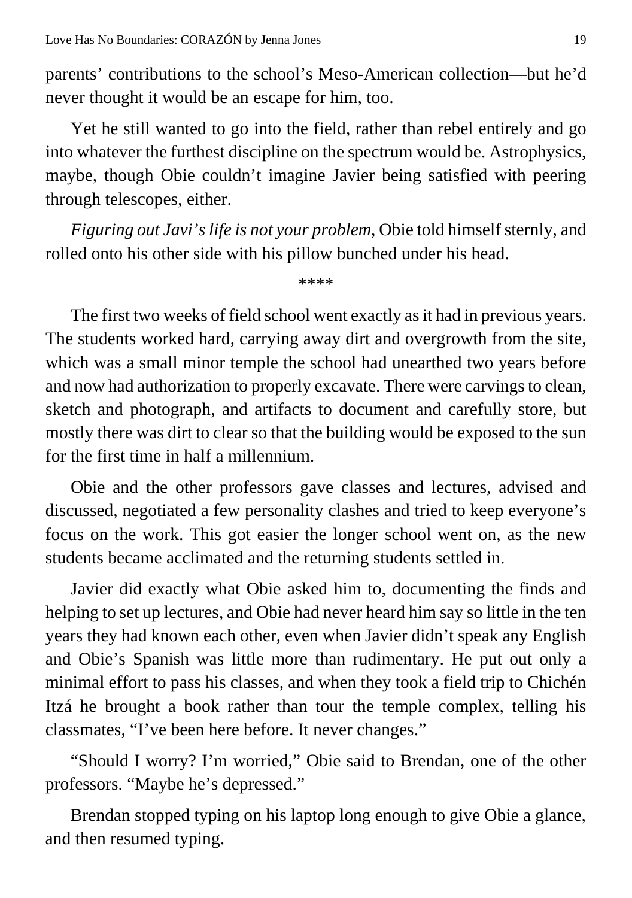parents' contributions to the school's Meso-American collection—but he'd never thought it would be an escape for him, too.

Yet he still wanted to go into the field, rather than rebel entirely and go into whatever the furthest discipline on the spectrum would be. Astrophysics, maybe, though Obie couldn't imagine Javier being satisfied with peering through telescopes, either.

*Figuring out Javi's life is not your problem,* Obie told himself sternly, and rolled onto his other side with his pillow bunched under his head.

****

The first two weeks of field school went exactly as it had in previous years. The students worked hard, carrying away dirt and overgrowth from the site, which was a small minor temple the school had unearthed two years before and now had authorization to properly excavate. There were carvings to clean, sketch and photograph, and artifacts to document and carefully store, but mostly there was dirt to clear so that the building would be exposed to the sun for the first time in half a millennium.

Obie and the other professors gave classes and lectures, advised and discussed, negotiated a few personality clashes and tried to keep everyone's focus on the work. This got easier the longer school went on, as the new students became acclimated and the returning students settled in.

Javier did exactly what Obie asked him to, documenting the finds and helping to set up lectures, and Obie had never heard him say so little in the ten years they had known each other, even when Javier didn't speak any English and Obie's Spanish was little more than rudimentary. He put out only a minimal effort to pass his classes, and when they took a field trip to Chichén Itzá he brought a book rather than tour the temple complex, telling his classmates, "I've been here before. It never changes."

"Should I worry? I'm worried," Obie said to Brendan, one of the other professors. "Maybe he's depressed."

Brendan stopped typing on his laptop long enough to give Obie a glance, and then resumed typing.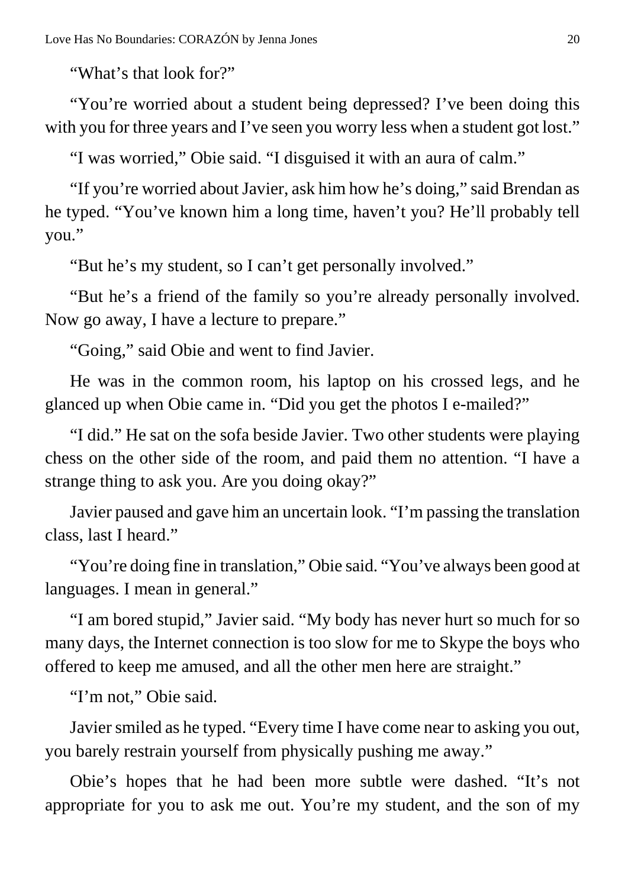"What's that look for?"

"You're worried about a student being depressed? I've been doing this with you for three years and I've seen you worry less when a student got lost."

"I was worried," Obie said. "I disguised it with an aura of calm."

"If you're worried about Javier, ask him how he's doing," said Brendan as he typed. "You've known him a long time, haven't you? He'll probably tell you."

"But he's my student, so I can't get personally involved."

"But he's a friend of the family so you're already personally involved. Now go away, I have a lecture to prepare."

"Going," said Obie and went to find Javier.

He was in the common room, his laptop on his crossed legs, and he glanced up when Obie came in. "Did you get the photos I e-mailed?"

"I did." He sat on the sofa beside Javier. Two other students were playing chess on the other side of the room, and paid them no attention. "I have a strange thing to ask you. Are you doing okay?"

Javier paused and gave him an uncertain look. "I'm passing the translation class, last I heard."

"You're doing fine in translation," Obie said. "You've always been good at languages. I mean in general."

"I am bored stupid," Javier said. "My body has never hurt so much for so many days, the Internet connection is too slow for me to Skype the boys who offered to keep me amused, and all the other men here are straight."

"I'm not," Obie said.

Javier smiled as he typed. "Every time I have come near to asking you out, you barely restrain yourself from physically pushing me away."

Obie's hopes that he had been more subtle were dashed. "It's not appropriate for you to ask me out. You're my student, and the son of my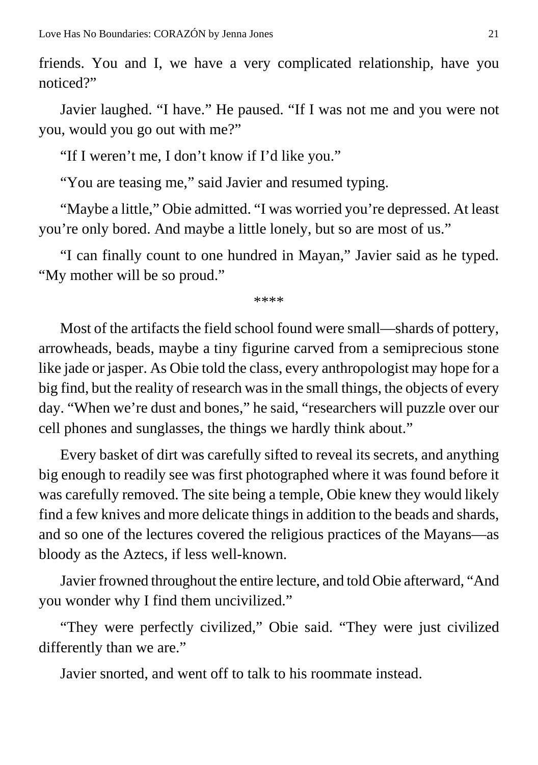friends. You and I, we have a very complicated relationship, have you noticed?"

Javier laughed. "I have." He paused. "If I was not me and you were not you, would you go out with me?"

"If I weren't me, I don't know if I'd like you."

"You are teasing me," said Javier and resumed typing.

"Maybe a little," Obie admitted. "I was worried you're depressed. At least you're only bored. And maybe a little lonely, but so are most of us."

"I can finally count to one hundred in Mayan," Javier said as he typed. "My mother will be so proud."

****

Most of the artifacts the field school found were small—shards of pottery, arrowheads, beads, maybe a tiny figurine carved from a semiprecious stone like jade or jasper. As Obie told the class, every anthropologist may hope for a big find, but the reality of research was in the small things, the objects of every day. "When we're dust and bones," he said, "researchers will puzzle over our cell phones and sunglasses, the things we hardly think about."

Every basket of dirt was carefully sifted to reveal its secrets, and anything big enough to readily see was first photographed where it was found before it was carefully removed. The site being a temple, Obie knew they would likely find a few knives and more delicate things in addition to the beads and shards, and so one of the lectures covered the religious practices of the Mayans—as bloody as the Aztecs, if less well-known.

Javier frowned throughout the entire lecture, and told Obie afterward, "And you wonder why I find them uncivilized."

"They were perfectly civilized," Obie said. "They were just civilized differently than we are."

Javier snorted, and went off to talk to his roommate instead.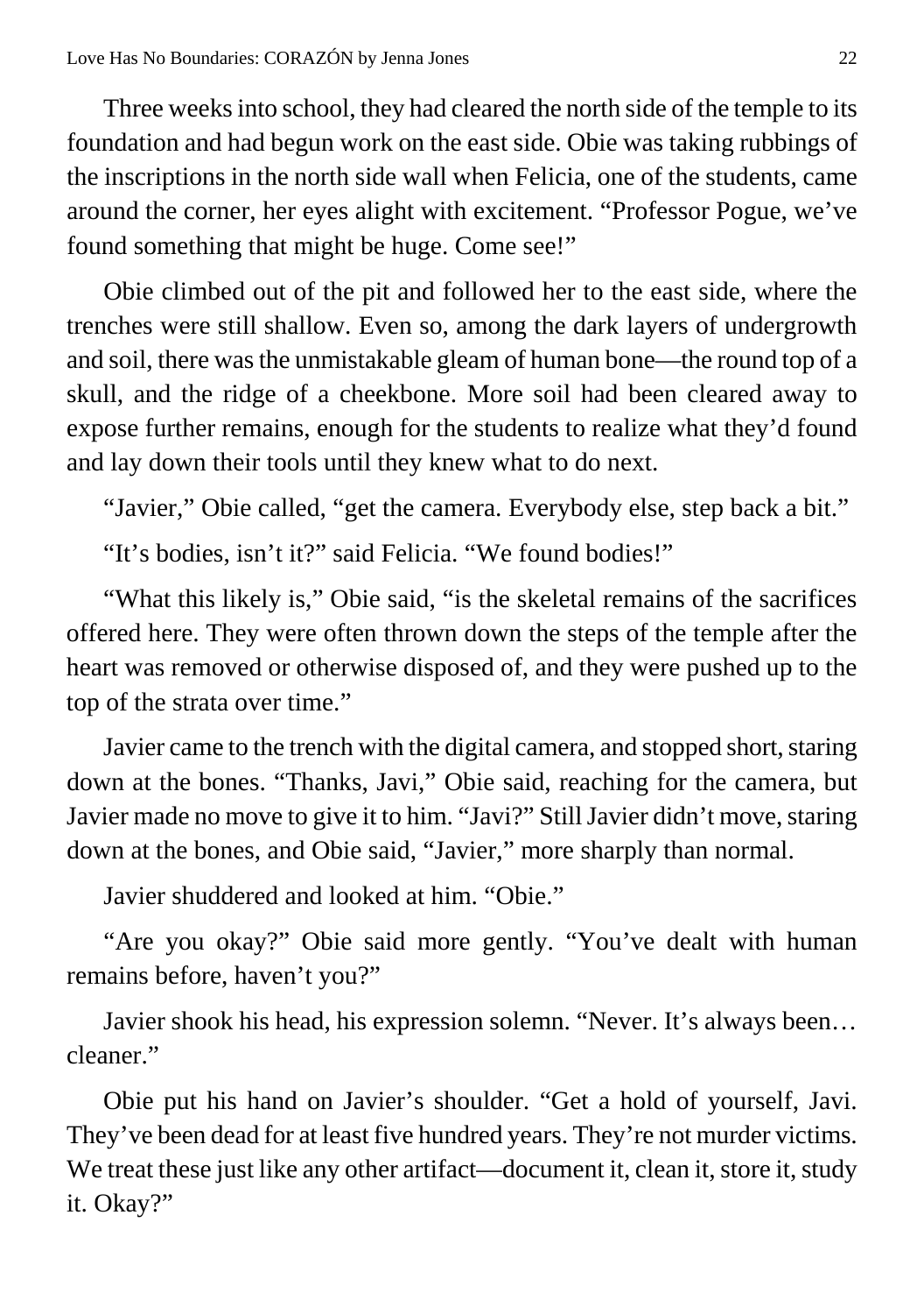Three weeks into school, they had cleared the north side of the temple to its foundation and had begun work on the east side. Obie was taking rubbings of the inscriptions in the north side wall when Felicia, one of the students, came around the corner, her eyes alight with excitement. "Professor Pogue, we've found something that might be huge. Come see!"

Obie climbed out of the pit and followed her to the east side, where the trenches were still shallow. Even so, among the dark layers of undergrowth and soil, there was the unmistakable gleam of human bone—the round top of a skull, and the ridge of a cheekbone. More soil had been cleared away to expose further remains, enough for the students to realize what they'd found and lay down their tools until they knew what to do next.

"Javier," Obie called, "get the camera. Everybody else, step back a bit."

"It's bodies, isn't it?" said Felicia. "We found bodies!"

"What this likely is," Obie said, "is the skeletal remains of the sacrifices offered here. They were often thrown down the steps of the temple after the heart was removed or otherwise disposed of, and they were pushed up to the top of the strata over time."

Javier came to the trench with the digital camera, and stopped short, staring down at the bones. "Thanks, Javi," Obie said, reaching for the camera, but Javier made no move to give it to him. "Javi?" Still Javier didn't move, staring down at the bones, and Obie said, "Javier," more sharply than normal.

Javier shuddered and looked at him. "Obie."

"Are you okay?" Obie said more gently. "You've dealt with human remains before, haven't you?"

Javier shook his head, his expression solemn. "Never. It's always been… cleaner."

Obie put his hand on Javier's shoulder. "Get a hold of yourself, Javi. They've been dead for at least five hundred years. They're not murder victims. We treat these just like any other artifact—document it, clean it, store it, study it. Okay?"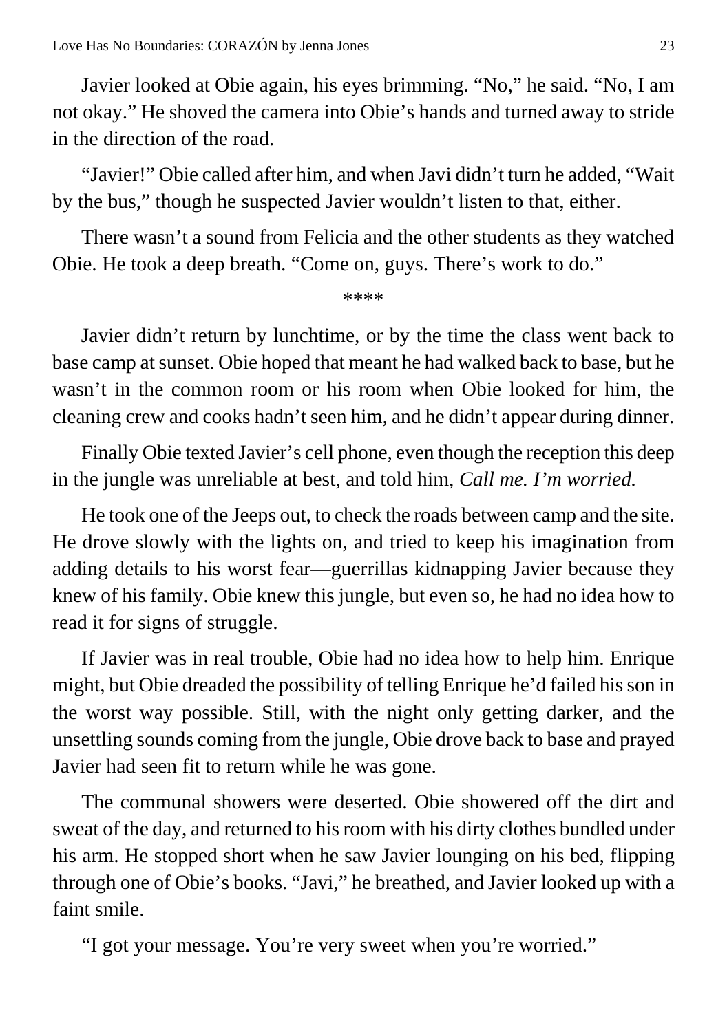Javier looked at Obie again, his eyes brimming. "No," he said. "No, I am not okay." He shoved the camera into Obie's hands and turned away to stride in the direction of the road.

"Javier!" Obie called after him, and when Javi didn't turn he added, "Wait by the bus," though he suspected Javier wouldn't listen to that, either.

There wasn't a sound from Felicia and the other students as they watched Obie. He took a deep breath. "Come on, guys. There's work to do."

****

Javier didn't return by lunchtime, or by the time the class went back to base camp at sunset. Obie hoped that meant he had walked back to base, but he wasn't in the common room or his room when Obie looked for him, the cleaning crew and cooks hadn't seen him, and he didn't appear during dinner.

Finally Obie texted Javier's cell phone, even though the reception this deep in the jungle was unreliable at best, and told him, *Call me. I'm worried.*

He took one of the Jeeps out, to check the roads between camp and the site. He drove slowly with the lights on, and tried to keep his imagination from adding details to his worst fear—guerrillas kidnapping Javier because they knew of his family. Obie knew this jungle, but even so, he had no idea how to read it for signs of struggle.

If Javier was in real trouble, Obie had no idea how to help him. Enrique might, but Obie dreaded the possibility of telling Enrique he'd failed his son in the worst way possible. Still, with the night only getting darker, and the unsettling sounds coming from the jungle, Obie drove back to base and prayed Javier had seen fit to return while he was gone.

The communal showers were deserted. Obie showered off the dirt and sweat of the day, and returned to his room with his dirty clothes bundled under his arm. He stopped short when he saw Javier lounging on his bed, flipping through one of Obie's books. "Javi," he breathed, and Javier looked up with a faint smile.

"I got your message. You're very sweet when you're worried."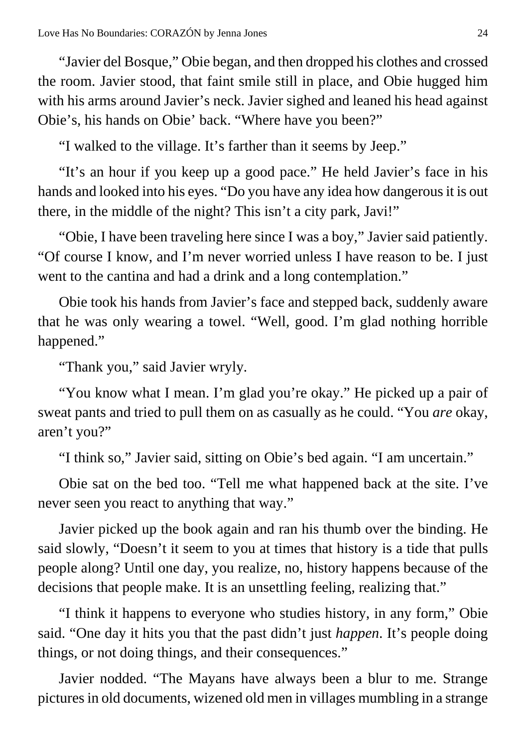"Javier del Bosque," Obie began, and then dropped his clothes and crossed the room. Javier stood, that faint smile still in place, and Obie hugged him with his arms around Javier's neck. Javier sighed and leaned his head against Obie's, his hands on Obie' back. "Where have you been?"

"I walked to the village. It's farther than it seems by Jeep."

"It's an hour if you keep up a good pace." He held Javier's face in his hands and looked into his eyes. "Do you have any idea how dangerous it is out there, in the middle of the night? This isn't a city park, Javi!"

"Obie, I have been traveling here since I was a boy," Javier said patiently. "Of course I know, and I'm never worried unless I have reason to be. I just went to the cantina and had a drink and a long contemplation."

Obie took his hands from Javier's face and stepped back, suddenly aware that he was only wearing a towel. "Well, good. I'm glad nothing horrible happened."

"Thank you," said Javier wryly.

"You know what I mean. I'm glad you're okay." He picked up a pair of sweat pants and tried to pull them on as casually as he could. "You *are* okay, aren't you?"

"I think so," Javier said, sitting on Obie's bed again. "I am uncertain."

Obie sat on the bed too. "Tell me what happened back at the site. I've never seen you react to anything that way."

Javier picked up the book again and ran his thumb over the binding. He said slowly, "Doesn't it seem to you at times that history is a tide that pulls people along? Until one day, you realize, no, history happens because of the decisions that people make. It is an unsettling feeling, realizing that."

"I think it happens to everyone who studies history, in any form," Obie said. "One day it hits you that the past didn't just *happen*. It's people doing things, or not doing things, and their consequences."

Javier nodded. "The Mayans have always been a blur to me. Strange pictures in old documents, wizened old men in villages mumbling in a strange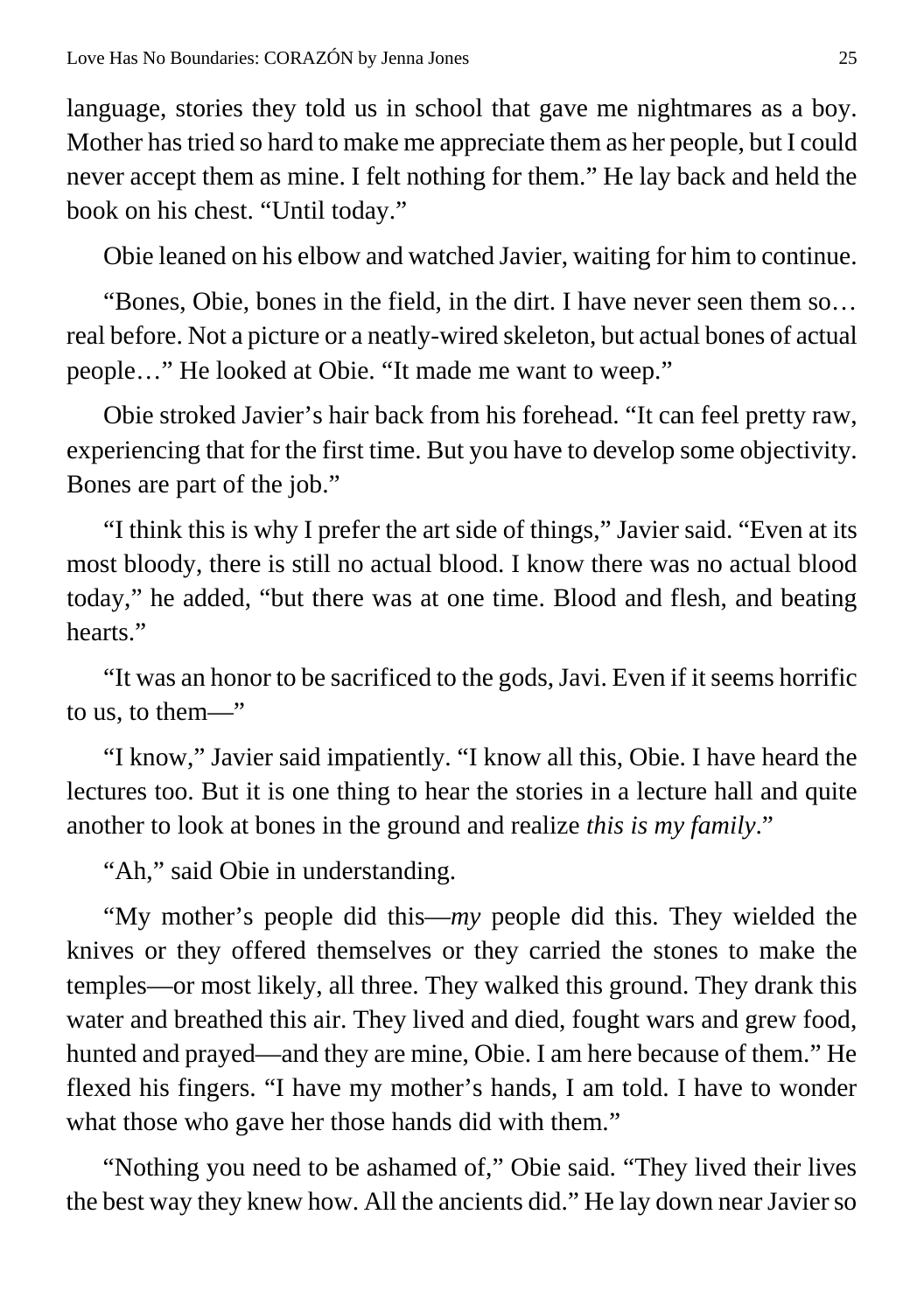language, stories they told us in school that gave me nightmares as a boy. Mother has tried so hard to make me appreciate them as her people, but I could never accept them as mine. I felt nothing for them." He lay back and held the book on his chest. "Until today."

Obie leaned on his elbow and watched Javier, waiting for him to continue.

"Bones, Obie, bones in the field, in the dirt. I have never seen them so… real before. Not a picture or a neatly-wired skeleton, but actual bones of actual people…" He looked at Obie. "It made me want to weep."

Obie stroked Javier's hair back from his forehead. "It can feel pretty raw, experiencing that for the first time. But you have to develop some objectivity. Bones are part of the job."

"I think this is why I prefer the art side of things," Javier said. "Even at its most bloody, there is still no actual blood. I know there was no actual blood today," he added, "but there was at one time. Blood and flesh, and beating hearts."

"It was an honor to be sacrificed to the gods, Javi. Even if it seems horrific to us, to them—"

"I know," Javier said impatiently. "I know all this, Obie. I have heard the lectures too. But it is one thing to hear the stories in a lecture hall and quite another to look at bones in the ground and realize *this is my family*."

"Ah," said Obie in understanding.

"My mother's people did this—*my* people did this. They wielded the knives or they offered themselves or they carried the stones to make the temples—or most likely, all three. They walked this ground. They drank this water and breathed this air. They lived and died, fought wars and grew food, hunted and prayed—and they are mine, Obie. I am here because of them." He flexed his fingers. "I have my mother's hands, I am told. I have to wonder what those who gave her those hands did with them."

"Nothing you need to be ashamed of," Obie said. "They lived their lives the best way they knew how. All the ancients did." He lay down near Javier so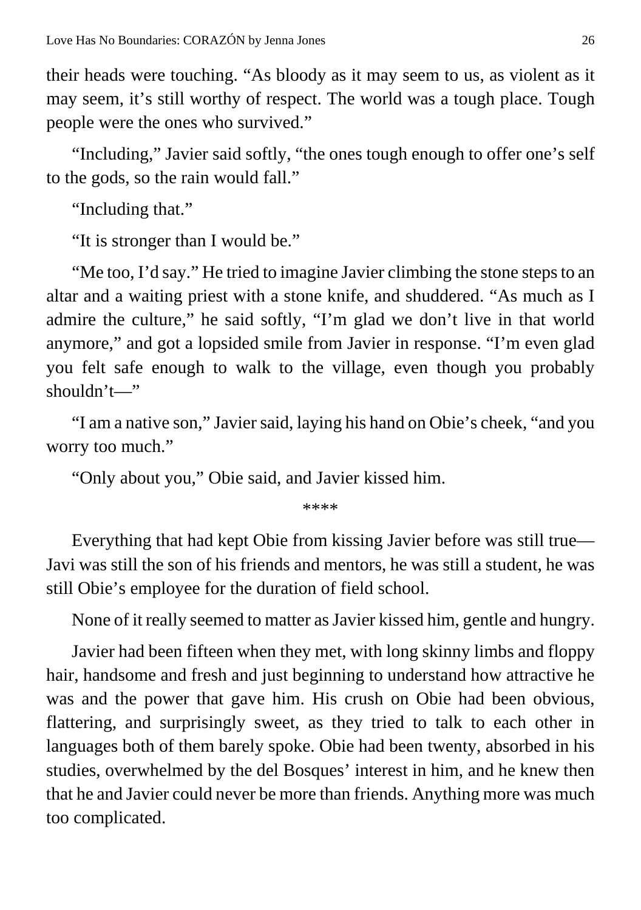their heads were touching. "As bloody as it may seem to us, as violent as it may seem, it's still worthy of respect. The world was a tough place. Tough people were the ones who survived."

"Including," Javier said softly, "the ones tough enough to offer one's self to the gods, so the rain would fall."

"Including that."

"It is stronger than I would be."

"Me too, I'd say." He tried to imagine Javier climbing the stone steps to an altar and a waiting priest with a stone knife, and shuddered. "As much as I admire the culture," he said softly, "I'm glad we don't live in that world anymore," and got a lopsided smile from Javier in response. "I'm even glad you felt safe enough to walk to the village, even though you probably shouldn't—"

"I am a native son," Javier said, laying his hand on Obie's cheek, "and you worry too much."

"Only about you," Obie said, and Javier kissed him.

****

Everything that had kept Obie from kissing Javier before was still true—Javi was still the son of his friends and mentors, he was still a student, he was still Obie's employee for the duration of field school.

None of it really seemed to matter as Javier kissed him, gentle and hungry.

Javier had been fifteen when they met, with long skinny limbs and floppy hair, handsome and fresh and just beginning to understand how attractive he was and the power that gave him. His crush on Obie had been obvious, flattering, and surprisingly sweet, as they tried to talk to each other in languages both of them barely spoke. Obie had been twenty, absorbed in his studies, overwhelmed by the del Bosques' interest in him, and he knew then that he and Javier could never be more than friends. Anything more was much too complicated.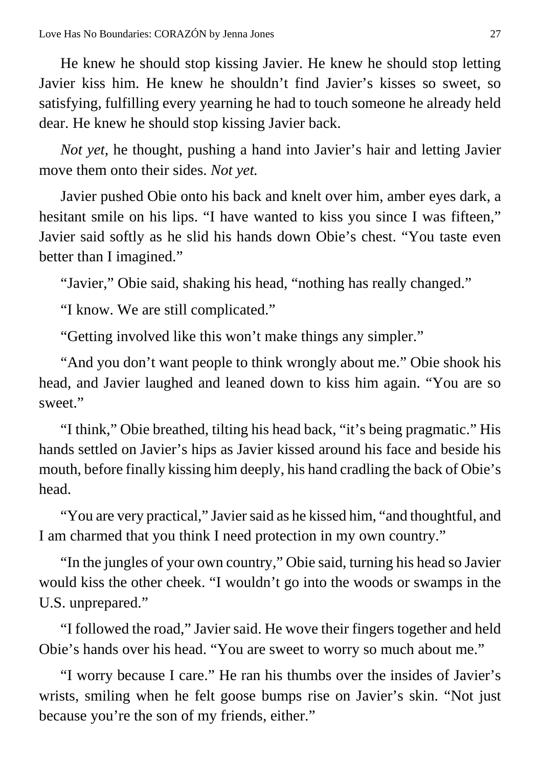He knew he should stop kissing Javier. He knew he should stop letting Javier kiss him. He knew he shouldn't find Javier's kisses so sweet, so satisfying, fulfilling every yearning he had to touch someone he already held dear. He knew he should stop kissing Javier back.

*Not yet,* he thought, pushing a hand into Javier's hair and letting Javier move them onto their sides. *Not yet.*

Javier pushed Obie onto his back and knelt over him, amber eyes dark, a hesitant smile on his lips. "I have wanted to kiss you since I was fifteen," Javier said softly as he slid his hands down Obie's chest. "You taste even better than I imagined."

"Javier," Obie said, shaking his head, "nothing has really changed."

"I know. We are still complicated."

"Getting involved like this won't make things any simpler."

"And you don't want people to think wrongly about me." Obie shook his head, and Javier laughed and leaned down to kiss him again. "You are so sweet."

"I think," Obie breathed, tilting his head back, "it's being pragmatic." His hands settled on Javier's hips as Javier kissed around his face and beside his mouth, before finally kissing him deeply, his hand cradling the back of Obie's head.

"You are very practical," Javier said as he kissed him, "and thoughtful, and I am charmed that you think I need protection in my own country."

"In the jungles of your own country," Obie said, turning his head so Javier would kiss the other cheek. "I wouldn't go into the woods or swamps in the U.S. unprepared."

"I followed the road," Javier said. He wove their fingers together and held Obie's hands over his head. "You are sweet to worry so much about me."

"I worry because I care." He ran his thumbs over the insides of Javier's wrists, smiling when he felt goose bumps rise on Javier's skin. "Not just because you're the son of my friends, either."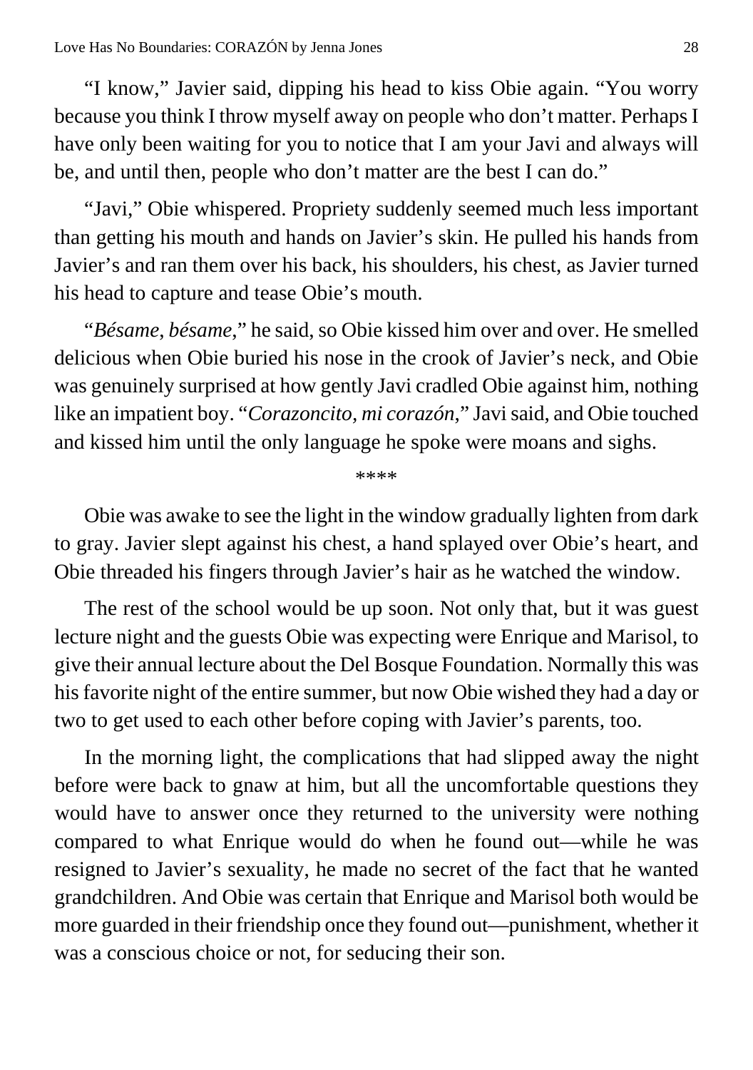"I know," Javier said, dipping his head to kiss Obie again. "You worry because you think I throw myself away on people who don't matter. Perhaps I have only been waiting for you to notice that I am your Javi and always will be, and until then, people who don't matter are the best I can do."

"Javi," Obie whispered. Propriety suddenly seemed much less important than getting his mouth and hands on Javier's skin. He pulled his hands from Javier's and ran them over his back, his shoulders, his chest, as Javier turned his head to capture and tease Obie's mouth.

"*Bésame, bésame,*" he said, so Obie kissed him over and over. He smelled delicious when Obie buried his nose in the crook of Javier's neck, and Obie was genuinely surprised at how gently Javi cradled Obie against him, nothing like an impatient boy. "*Corazoncito, mi corazón,*" Javi said, and Obie touched and kissed him until the only language he spoke were moans and sighs.

\*\*\*\*

Obie was awake to see the light in the window gradually lighten from dark to gray. Javier slept against his chest, a hand splayed over Obie's heart, and Obie threaded his fingers through Javier's hair as he watched the window.

The rest of the school would be up soon. Not only that, but it was guest lecture night and the guests Obie was expecting were Enrique and Marisol, to give their annual lecture about the Del Bosque Foundation. Normally this was his favorite night of the entire summer, but now Obie wished they had a day or two to get used to each other before coping with Javier's parents, too.

In the morning light, the complications that had slipped away the night before were back to gnaw at him, but all the uncomfortable questions they would have to answer once they returned to the university were nothing compared to what Enrique would do when he found out—while he was resigned to Javier's sexuality, he made no secret of the fact that he wanted grandchildren. And Obie was certain that Enrique and Marisol both would be more guarded in their friendship once they found out—punishment, whether it was a conscious choice or not, for seducing their son.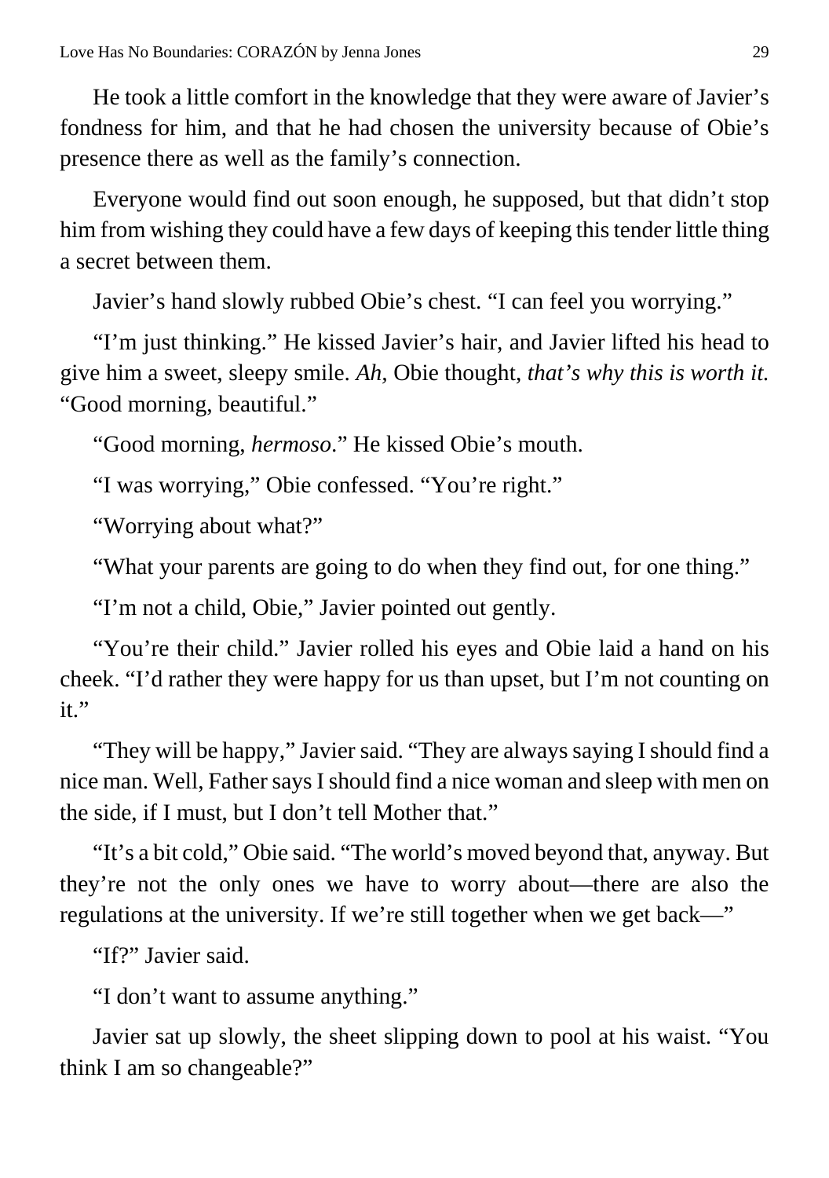He took a little comfort in the knowledge that they were aware of Javier's fondness for him, and that he had chosen the university because of Obie's presence there as well as the family's connection.

Everyone would find out soon enough, he supposed, but that didn't stop him from wishing they could have a few days of keeping this tender little thing a secret between them.

Javier's hand slowly rubbed Obie's chest. "I can feel you worrying."

"I'm just thinking." He kissed Javier's hair, and Javier lifted his head to give him a sweet, sleepy smile. *Ah,* Obie thought, *that's why this is worth it.* "Good morning, beautiful."

"Good morning, *hermoso*." He kissed Obie's mouth.

"I was worrying," Obie confessed. "You're right."

"Worrying about what?"

"What your parents are going to do when they find out, for one thing."

"I'm not a child, Obie," Javier pointed out gently.

"You're their child." Javier rolled his eyes and Obie laid a hand on his cheek. "I'd rather they were happy for us than upset, but I'm not counting on it."

"They will be happy," Javier said. "They are always saying I should find a nice man. Well, Father says I should find a nice woman and sleep with men on the side, if I must, but I don't tell Mother that."

"It's a bit cold," Obie said. "The world's moved beyond that, anyway. But they're not the only ones we have to worry about—there are also the regulations at the university. If we're still together when we get back—"

"If?" Javier said.

"I don't want to assume anything."

Javier sat up slowly, the sheet slipping down to pool at his waist. "You think I am so changeable?"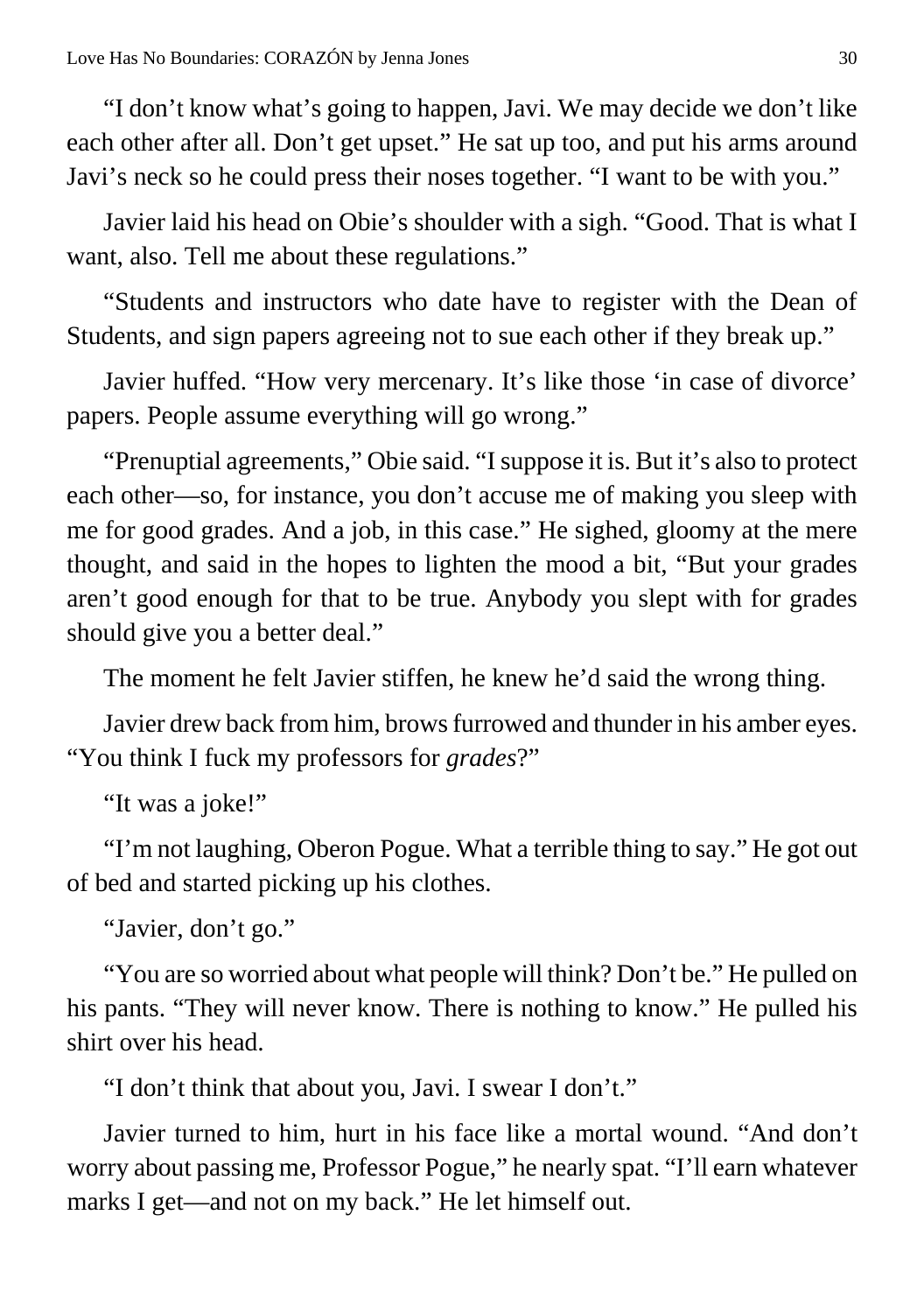"I don't know what's going to happen, Javi. We may decide we don't like each other after all. Don't get upset." He sat up too, and put his arms around Javi's neck so he could press their noses together. "I want to be with you."

Javier laid his head on Obie's shoulder with a sigh. "Good. That is what I want, also. Tell me about these regulations."

"Students and instructors who date have to register with the Dean of Students, and sign papers agreeing not to sue each other if they break up."

Javier huffed. "How very mercenary. It's like those 'in case of divorce' papers. People assume everything will go wrong."

"Prenuptial agreements," Obie said. "I suppose it is. But it's also to protect each other—so, for instance, you don't accuse me of making you sleep with me for good grades. And a job, in this case." He sighed, gloomy at the mere thought, and said in the hopes to lighten the mood a bit, "But your grades aren't good enough for that to be true. Anybody you slept with for grades should give you a better deal."

The moment he felt Javier stiffen, he knew he'd said the wrong thing.

Javier drew back from him, brows furrowed and thunder in his amber eyes. "You think I fuck my professors for *grades*?"

"It was a joke!"

"I'm not laughing, Oberon Pogue. What a terrible thing to say." He got out of bed and started picking up his clothes.

"Javier, don't go."

"You are so worried about what people will think? Don't be." He pulled on his pants. "They will never know. There is nothing to know." He pulled his shirt over his head.

"I don't think that about you, Javi. I swear I don't."

Javier turned to him, hurt in his face like a mortal wound. "And don't worry about passing me, Professor Pogue," he nearly spat. "I'll earn whatever marks I get—and not on my back." He let himself out.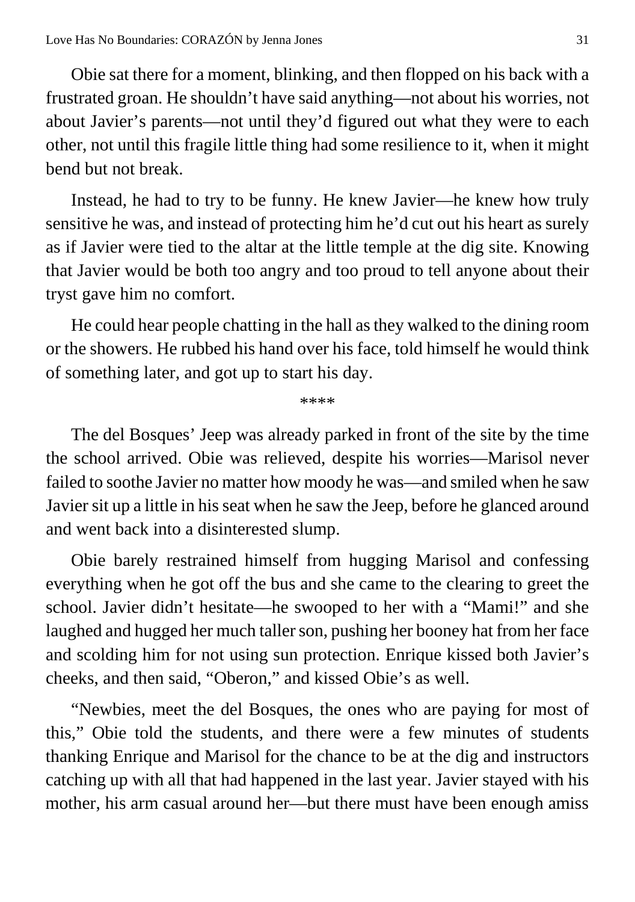Obie sat there for a moment, blinking, and then flopped on his back with a frustrated groan. He shouldn't have said anything—not about his worries, not about Javier's parents—not until they'd figured out what they were to each other, not until this fragile little thing had some resilience to it, when it might bend but not break.

Instead, he had to try to be funny. He knew Javier—he knew how truly sensitive he was, and instead of protecting him he'd cut out his heart as surely as if Javier were tied to the altar at the little temple at the dig site. Knowing that Javier would be both too angry and too proud to tell anyone about their tryst gave him no comfort.

He could hear people chatting in the hall as they walked to the dining room or the showers. He rubbed his hand over his face, told himself he would think of something later, and got up to start his day.

****

The del Bosques' Jeep was already parked in front of the site by the time the school arrived. Obie was relieved, despite his worries—Marisol never failed to soothe Javier no matter how moody he was—and smiled when he saw Javier sit up a little in his seat when he saw the Jeep, before he glanced around and went back into a disinterested slump.

Obie barely restrained himself from hugging Marisol and confessing everything when he got off the bus and she came to the clearing to greet the school. Javier didn't hesitate—he swooped to her with a "Mami!" and she laughed and hugged her much taller son, pushing her booney hat from her face and scolding him for not using sun protection. Enrique kissed both Javier's cheeks, and then said, "Oberon," and kissed Obie's as well.

"Newbies, meet the del Bosques, the ones who are paying for most of this," Obie told the students, and there were a few minutes of students thanking Enrique and Marisol for the chance to be at the dig and instructors catching up with all that had happened in the last year. Javier stayed with his mother, his arm casual around her—but there must have been enough amiss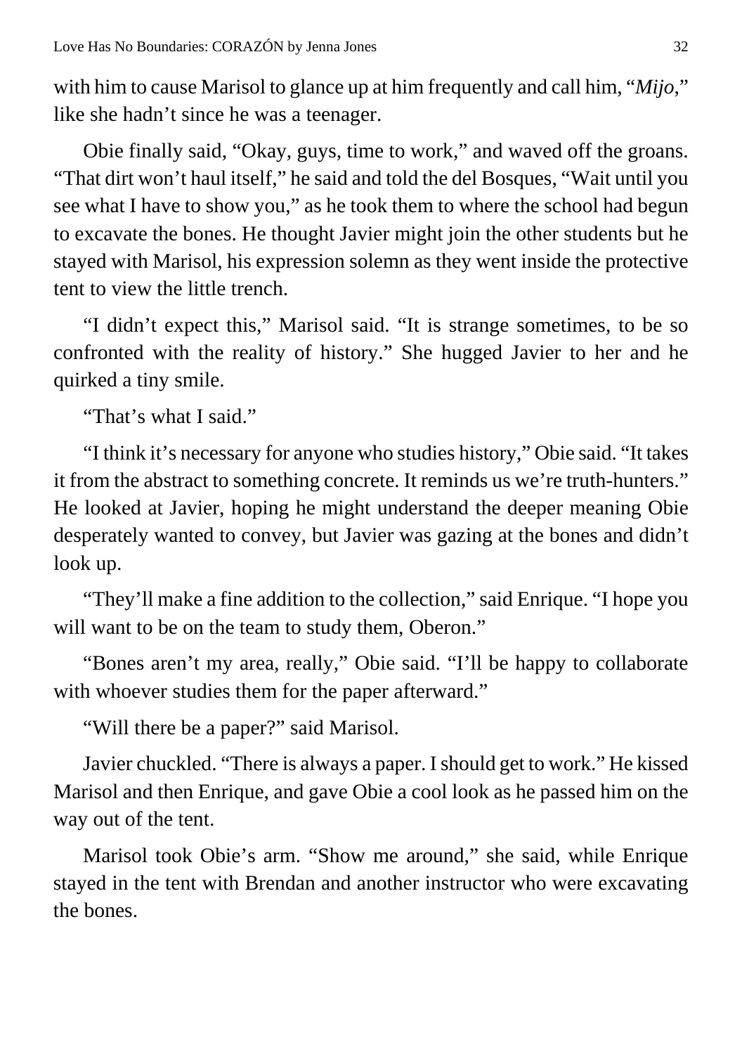with him to cause Marisol to glance up at him frequently and call him, "*Mijo*," like she hadn't since he was a teenager.

Obie finally said, "Okay, guys, time to work," and waved off the groans. "That dirt won't haul itself," he said and told the del Bosques, "Wait until you see what I have to show you," as he took them to where the school had begun to excavate the bones. He thought Javier might join the other students but he stayed with Marisol, his expression solemn as they went inside the protective tent to view the little trench.

"I didn't expect this," Marisol said. "It is strange sometimes, to be so confronted with the reality of history." She hugged Javier to her and he quirked a tiny smile.

"That's what I said."

"I think it's necessary for anyone who studies history," Obie said. "It takes it from the abstract to something concrete. It reminds us we're truth-hunters." He looked at Javier, hoping he might understand the deeper meaning Obie desperately wanted to convey, but Javier was gazing at the bones and didn't look up.

"They'll make a fine addition to the collection," said Enrique. "I hope you will want to be on the team to study them, Oberon."

"Bones aren't my area, really," Obie said. "I'll be happy to collaborate with whoever studies them for the paper afterward."

"Will there be a paper?" said Marisol.

Javier chuckled. "There is always a paper. I should get to work." He kissed Marisol and then Enrique, and gave Obie a cool look as he passed him on the way out of the tent.

Marisol took Obie's arm. "Show me around," she said, while Enrique stayed in the tent with Brendan and another instructor who were excavating the bones.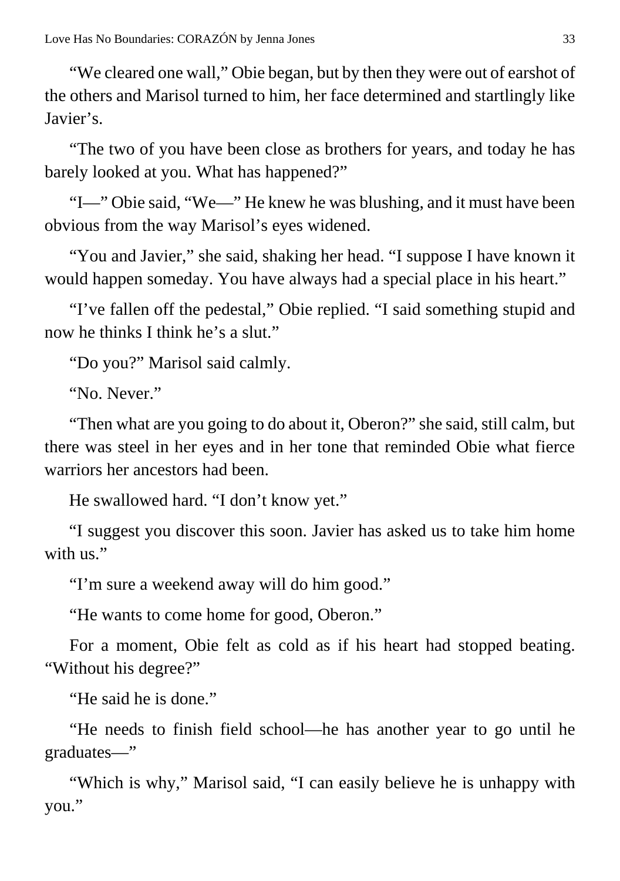"We cleared one wall," Obie began, but by then they were out of earshot of the others and Marisol turned to him, her face determined and startlingly like Javier's.

"The two of you have been close as brothers for years, and today he has barely looked at you. What has happened?"

"I—" Obie said, "We—" He knew he was blushing, and it must have been obvious from the way Marisol's eyes widened.

"You and Javier," she said, shaking her head. "I suppose I have known it would happen someday. You have always had a special place in his heart."

"I've fallen off the pedestal," Obie replied. "I said something stupid and now he thinks I think he's a slut."

"Do you?" Marisol said calmly.

"No. Never."

"Then what are you going to do about it, Oberon?" she said, still calm, but there was steel in her eyes and in her tone that reminded Obie what fierce warriors her ancestors had been.

He swallowed hard. "I don't know yet."

"I suggest you discover this soon. Javier has asked us to take him home with us."

"I'm sure a weekend away will do him good."

"He wants to come home for good, Oberon."

For a moment, Obie felt as cold as if his heart had stopped beating. "Without his degree?"

"He said he is done."

"He needs to finish field school—he has another year to go until he graduates—"

"Which is why," Marisol said, "I can easily believe he is unhappy with you."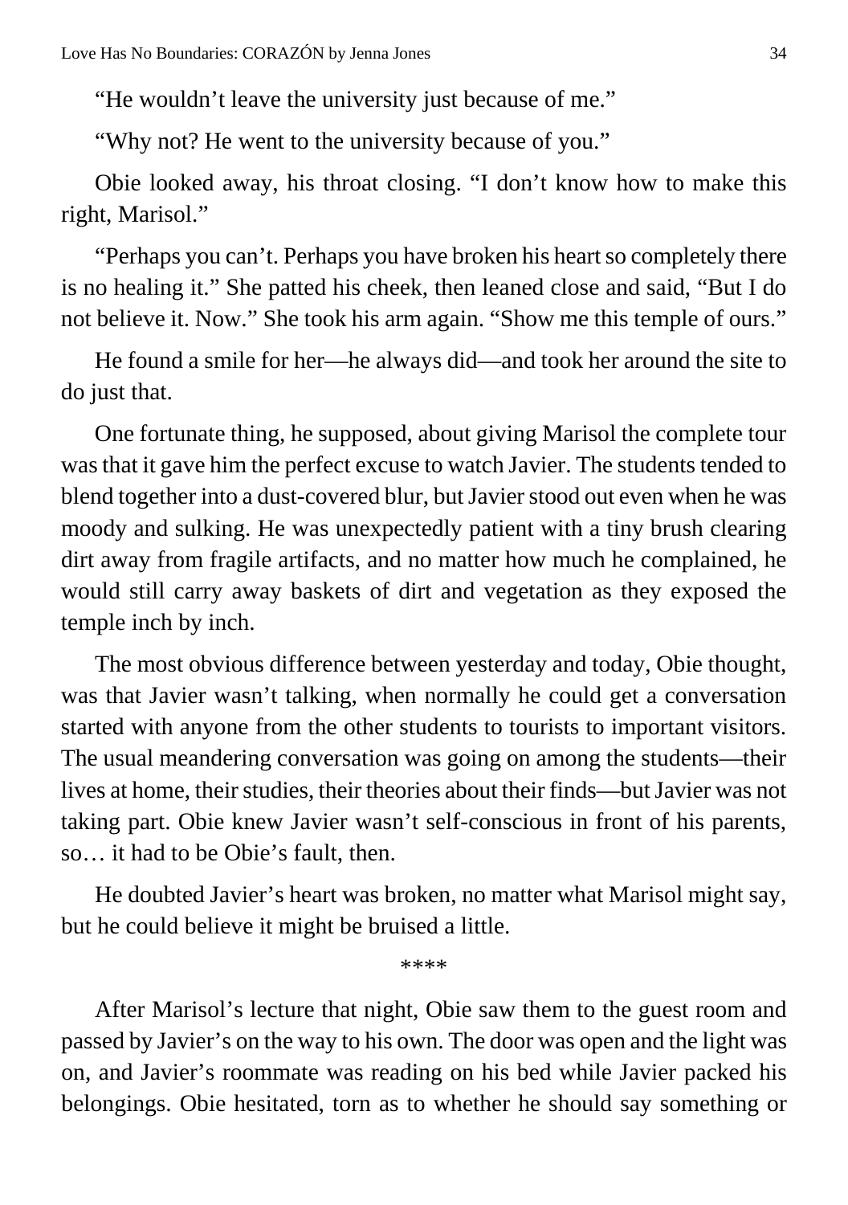"He wouldn't leave the university just because of me."

"Why not? He went to the university because of you."

Obie looked away, his throat closing. "I don't know how to make this right, Marisol."

"Perhaps you can't. Perhaps you have broken his heart so completely there is no healing it." She patted his cheek, then leaned close and said, "But I do not believe it. Now." She took his arm again. "Show me this temple of ours."

He found a smile for her—he always did—and took her around the site to do just that.

One fortunate thing, he supposed, about giving Marisol the complete tour was that it gave him the perfect excuse to watch Javier. The students tended to blend together into a dust-covered blur, but Javier stood out even when he was moody and sulking. He was unexpectedly patient with a tiny brush clearing dirt away from fragile artifacts, and no matter how much he complained, he would still carry away baskets of dirt and vegetation as they exposed the temple inch by inch.

The most obvious difference between yesterday and today, Obie thought, was that Javier wasn't talking, when normally he could get a conversation started with anyone from the other students to tourists to important visitors. The usual meandering conversation was going on among the students—their lives at home, their studies, their theories about their finds—but Javier was not taking part. Obie knew Javier wasn't self-conscious in front of his parents, so… it had to be Obie's fault, then.

He doubted Javier's heart was broken, no matter what Marisol might say, but he could believe it might be bruised a little.

****

After Marisol's lecture that night, Obie saw them to the guest room and passed by Javier's on the way to his own. The door was open and the light was on, and Javier's roommate was reading on his bed while Javier packed his belongings. Obie hesitated, torn as to whether he should say something or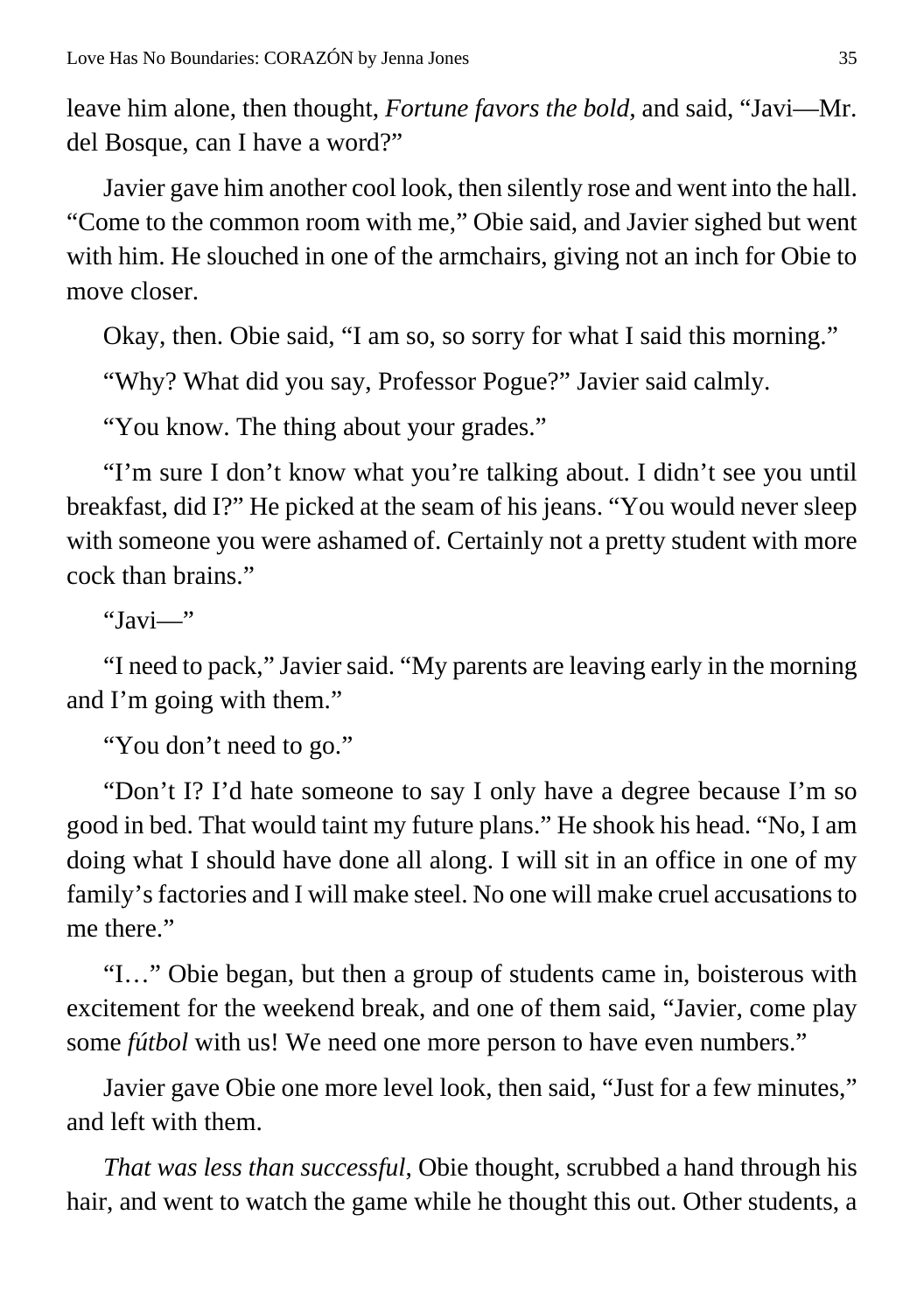leave him alone, then thought, *Fortune favors the bold,* and said, "Javi—Mr. del Bosque, can I have a word?"

Javier gave him another cool look, then silently rose and went into the hall. "Come to the common room with me," Obie said, and Javier sighed but went with him. He slouched in one of the armchairs, giving not an inch for Obie to move closer.

Okay, then. Obie said, "I am so, so sorry for what I said this morning."

"Why? What did you say, Professor Pogue?" Javier said calmly.

"You know. The thing about your grades."

"I'm sure I don't know what you're talking about. I didn't see you until breakfast, did I?" He picked at the seam of his jeans. "You would never sleep with someone you were ashamed of. Certainly not a pretty student with more cock than brains."

"Javi—"

"I need to pack," Javier said. "My parents are leaving early in the morning and I'm going with them."

"You don't need to go."

"Don't I? I'd hate someone to say I only have a degree because I'm so good in bed. That would taint my future plans." He shook his head. "No, I am doing what I should have done all along. I will sit in an office in one of my family's factories and I will make steel. No one will make cruel accusations to me there."

"I…" Obie began, but then a group of students came in, boisterous with excitement for the weekend break, and one of them said, "Javier, come play some *fútbol* with us! We need one more person to have even numbers."

Javier gave Obie one more level look, then said, "Just for a few minutes," and left with them.

*That was less than successful,* Obie thought, scrubbed a hand through his hair, and went to watch the game while he thought this out. Other students, a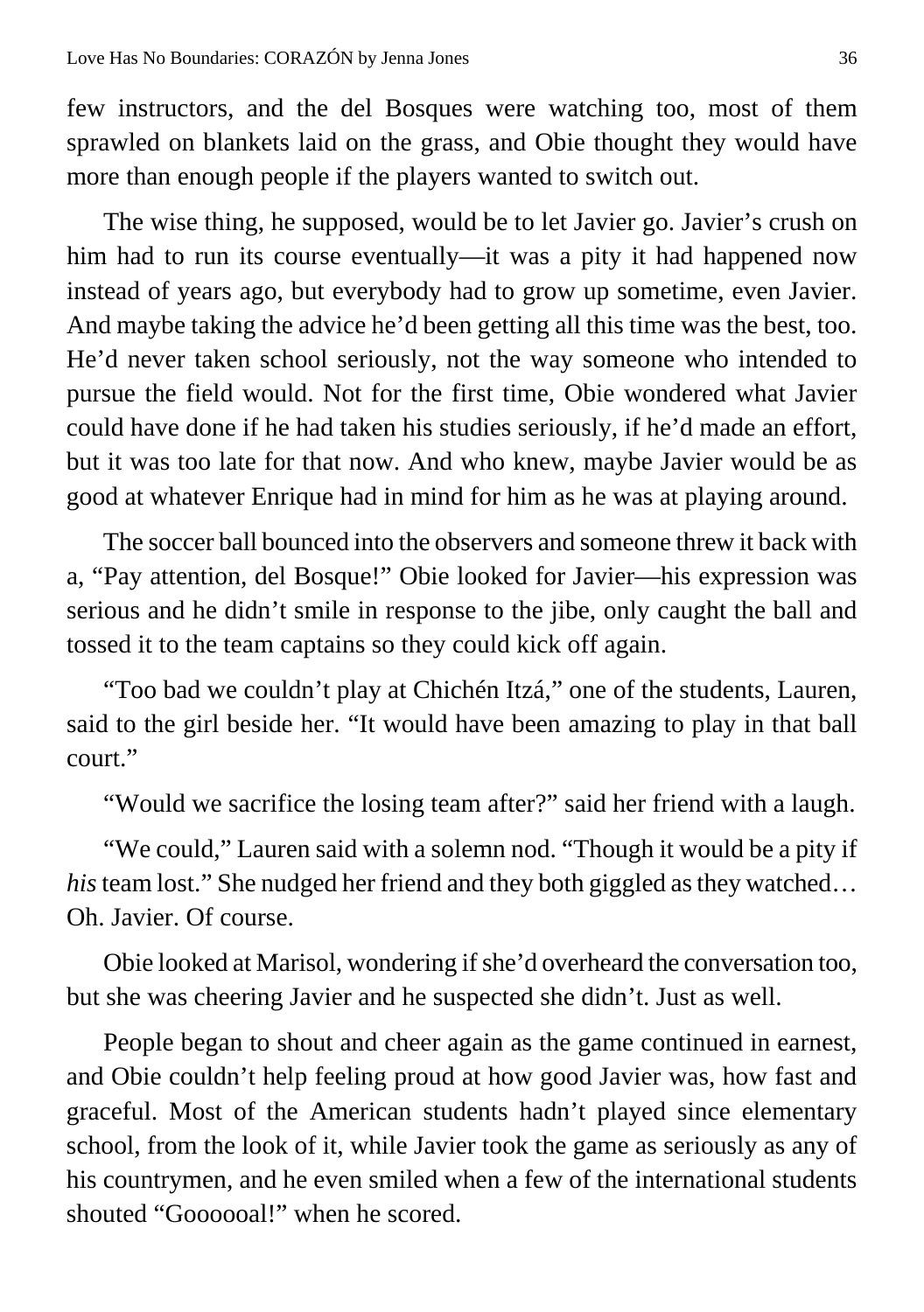few instructors, and the del Bosques were watching too, most of them sprawled on blankets laid on the grass, and Obie thought they would have more than enough people if the players wanted to switch out.

The wise thing, he supposed, would be to let Javier go. Javier's crush on him had to run its course eventually—it was a pity it had happened now instead of years ago, but everybody had to grow up sometime, even Javier. And maybe taking the advice he'd been getting all this time was the best, too. He'd never taken school seriously, not the way someone who intended to pursue the field would. Not for the first time, Obie wondered what Javier could have done if he had taken his studies seriously, if he'd made an effort, but it was too late for that now. And who knew, maybe Javier would be as good at whatever Enrique had in mind for him as he was at playing around.

The soccer ball bounced into the observers and someone threw it back with a, "Pay attention, del Bosque!" Obie looked for Javier—his expression was serious and he didn't smile in response to the jibe, only caught the ball and tossed it to the team captains so they could kick off again.

"Too bad we couldn't play at Chichén Itzá," one of the students, Lauren, said to the girl beside her. "It would have been amazing to play in that ball court."

"Would we sacrifice the losing team after?" said her friend with a laugh.

"We could," Lauren said with a solemn nod. "Though it would be a pity if *his* team lost." She nudged her friend and they both giggled as they watched… Oh. Javier. Of course.

Obie looked at Marisol, wondering if she'd overheard the conversation too, but she was cheering Javier and he suspected she didn't. Just as well.

People began to shout and cheer again as the game continued in earnest, and Obie couldn't help feeling proud at how good Javier was, how fast and graceful. Most of the American students hadn't played since elementary school, from the look of it, while Javier took the game as seriously as any of his countrymen, and he even smiled when a few of the international students shouted "Goooooal!" when he scored.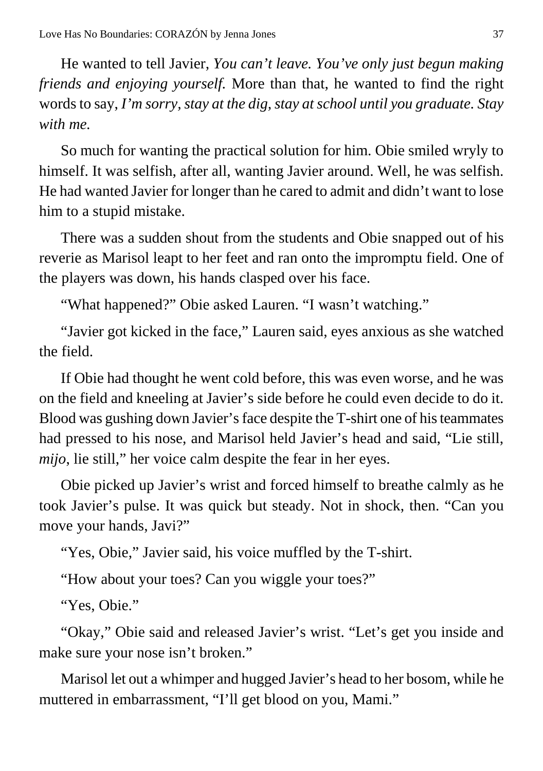He wanted to tell Javier, *You can't leave. You've only just begun making friends and enjoying yourself.* More than that, he wanted to find the right words to say, *I'm sorry, stay at the dig, stay at school until you graduate. Stay with me.*

So much for wanting the practical solution for him. Obie smiled wryly to himself. It was selfish, after all, wanting Javier around. Well, he was selfish. He had wanted Javier for longer than he cared to admit and didn't want to lose him to a stupid mistake.

There was a sudden shout from the students and Obie snapped out of his reverie as Marisol leapt to her feet and ran onto the impromptu field. One of the players was down, his hands clasped over his face.

"What happened?" Obie asked Lauren. "I wasn't watching."

"Javier got kicked in the face," Lauren said, eyes anxious as she watched the field.

If Obie had thought he went cold before, this was even worse, and he was on the field and kneeling at Javier's side before he could even decide to do it. Blood was gushing down Javier's face despite the T-shirt one of his teammates had pressed to his nose, and Marisol held Javier's head and said, "Lie still, *mijo,* lie still," her voice calm despite the fear in her eyes.

Obie picked up Javier's wrist and forced himself to breathe calmly as he took Javier's pulse. It was quick but steady. Not in shock, then. "Can you move your hands, Javi?"

"Yes, Obie," Javier said, his voice muffled by the T-shirt.

"How about your toes? Can you wiggle your toes?"

"Yes, Obie."

"Okay," Obie said and released Javier's wrist. "Let's get you inside and make sure your nose isn't broken."

Marisol let out a whimper and hugged Javier's head to her bosom, while he muttered in embarrassment, "I'll get blood on you, Mami."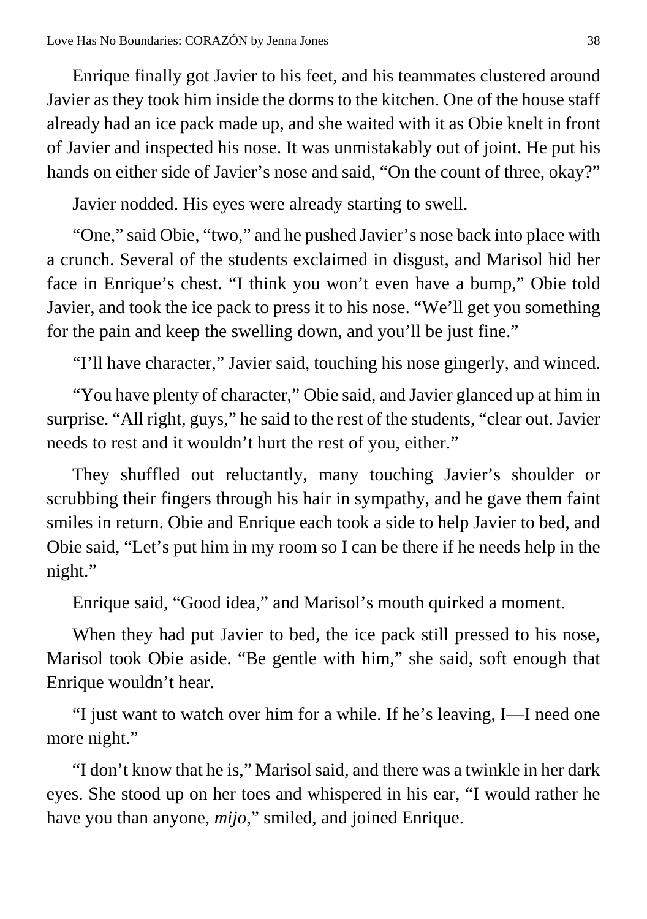Enrique finally got Javier to his feet, and his teammates clustered around Javier as they took him inside the dorms to the kitchen. One of the house staff already had an ice pack made up, and she waited with it as Obie knelt in front of Javier and inspected his nose. It was unmistakably out of joint. He put his hands on either side of Javier's nose and said, "On the count of three, okay?"

Javier nodded. His eyes were already starting to swell.

"One," said Obie, "two," and he pushed Javier's nose back into place with a crunch. Several of the students exclaimed in disgust, and Marisol hid her face in Enrique's chest. "I think you won't even have a bump," Obie told Javier, and took the ice pack to press it to his nose. "We'll get you something for the pain and keep the swelling down, and you'll be just fine."

"I'll have character," Javier said, touching his nose gingerly, and winced.

"You have plenty of character," Obie said, and Javier glanced up at him in surprise. "All right, guys," he said to the rest of the students, "clear out. Javier needs to rest and it wouldn't hurt the rest of you, either."

They shuffled out reluctantly, many touching Javier's shoulder or scrubbing their fingers through his hair in sympathy, and he gave them faint smiles in return. Obie and Enrique each took a side to help Javier to bed, and Obie said, "Let's put him in my room so I can be there if he needs help in the night."

Enrique said, "Good idea," and Marisol's mouth quirked a moment.

When they had put Javier to bed, the ice pack still pressed to his nose, Marisol took Obie aside. "Be gentle with him," she said, soft enough that Enrique wouldn't hear.

"I just want to watch over him for a while. If he's leaving, I—I need one more night."

"I don't know that he is," Marisol said, and there was a twinkle in her dark eyes. She stood up on her toes and whispered in his ear, "I would rather he have you than anyone, *mijo*," smiled, and joined Enrique.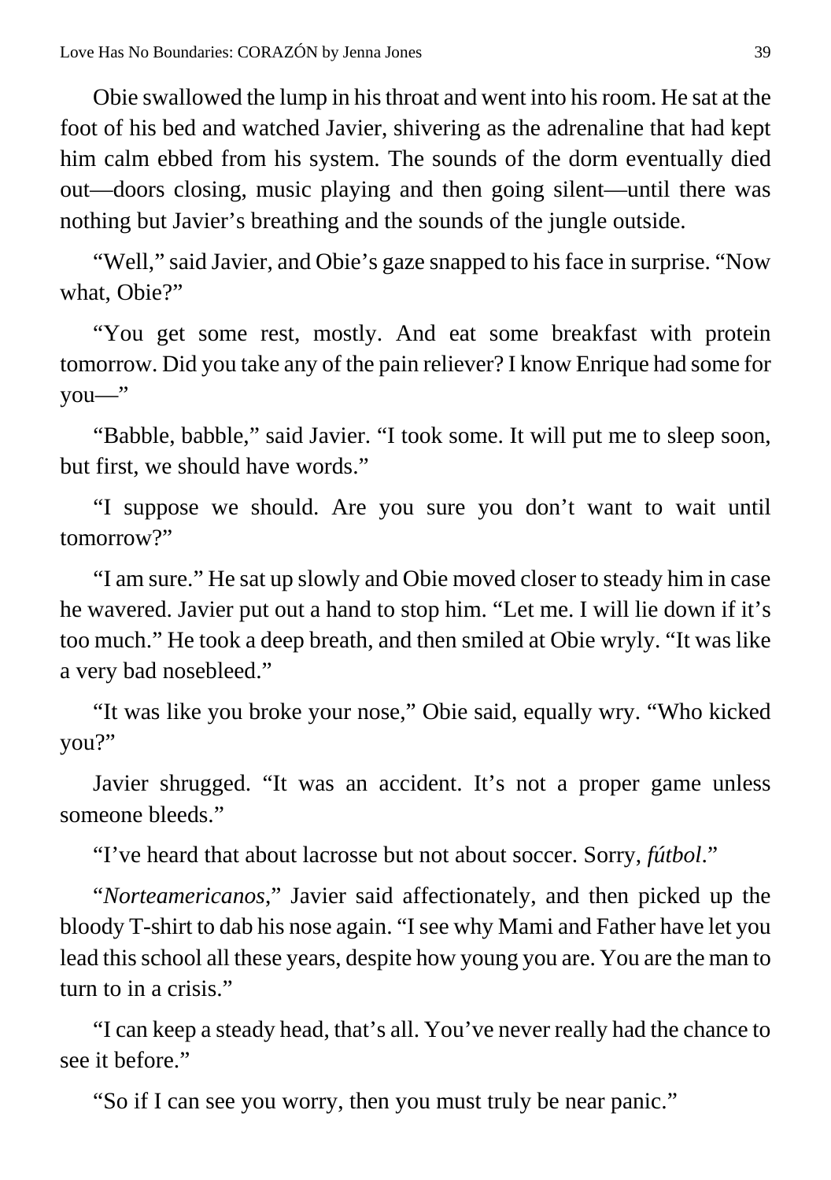Obie swallowed the lump in his throat and went into his room. He sat at the foot of his bed and watched Javier, shivering as the adrenaline that had kept him calm ebbed from his system. The sounds of the dorm eventually died out—doors closing, music playing and then going silent—until there was nothing but Javier's breathing and the sounds of the jungle outside.

"Well," said Javier, and Obie's gaze snapped to his face in surprise. "Now what, Obie?"

"You get some rest, mostly. And eat some breakfast with protein tomorrow. Did you take any of the pain reliever? I know Enrique had some for you—"

"Babble, babble," said Javier. "I took some. It will put me to sleep soon, but first, we should have words."

"I suppose we should. Are you sure you don't want to wait until tomorrow?"

"I am sure." He sat up slowly and Obie moved closer to steady him in case he wavered. Javier put out a hand to stop him. "Let me. I will lie down if it's too much." He took a deep breath, and then smiled at Obie wryly. "It was like a very bad nosebleed."

"It was like you broke your nose," Obie said, equally wry. "Who kicked you?"

Javier shrugged. "It was an accident. It's not a proper game unless someone bleeds."

"I've heard that about lacrosse but not about soccer. Sorry, *fútbol*."

"*Norteamericanos*," Javier said affectionately, and then picked up the bloody T-shirt to dab his nose again. "I see why Mami and Father have let you lead this school all these years, despite how young you are. You are the man to turn to in a crisis."

"I can keep a steady head, that's all. You've never really had the chance to see it before."

"So if I can see you worry, then you must truly be near panic."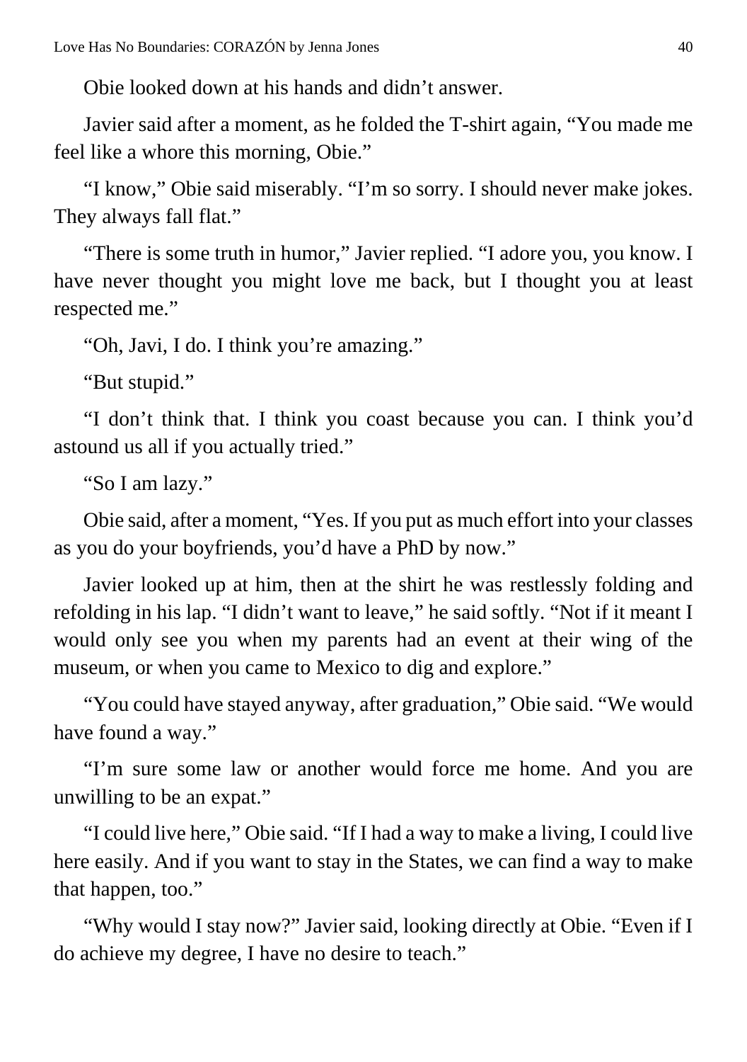Obie looked down at his hands and didn't answer.

Javier said after a moment, as he folded the T-shirt again, "You made me feel like a whore this morning, Obie."

"I know," Obie said miserably. "I'm so sorry. I should never make jokes. They always fall flat."

"There is some truth in humor," Javier replied. "I adore you, you know. I have never thought you might love me back, but I thought you at least respected me."

"Oh, Javi, I do. I think you're amazing."

"But stupid."

"I don't think that. I think you coast because you can. I think you'd astound us all if you actually tried."

"So I am lazy."

Obie said, after a moment, "Yes. If you put as much effort into your classes as you do your boyfriends, you'd have a PhD by now."

Javier looked up at him, then at the shirt he was restlessly folding and refolding in his lap. "I didn't want to leave," he said softly. "Not if it meant I would only see you when my parents had an event at their wing of the museum, or when you came to Mexico to dig and explore."

"You could have stayed anyway, after graduation," Obie said. "We would have found a way."

"I'm sure some law or another would force me home. And you are unwilling to be an expat."

"I could live here," Obie said. "If I had a way to make a living, I could live here easily. And if you want to stay in the States, we can find a way to make that happen, too."

"Why would I stay now?" Javier said, looking directly at Obie. "Even if I do achieve my degree, I have no desire to teach."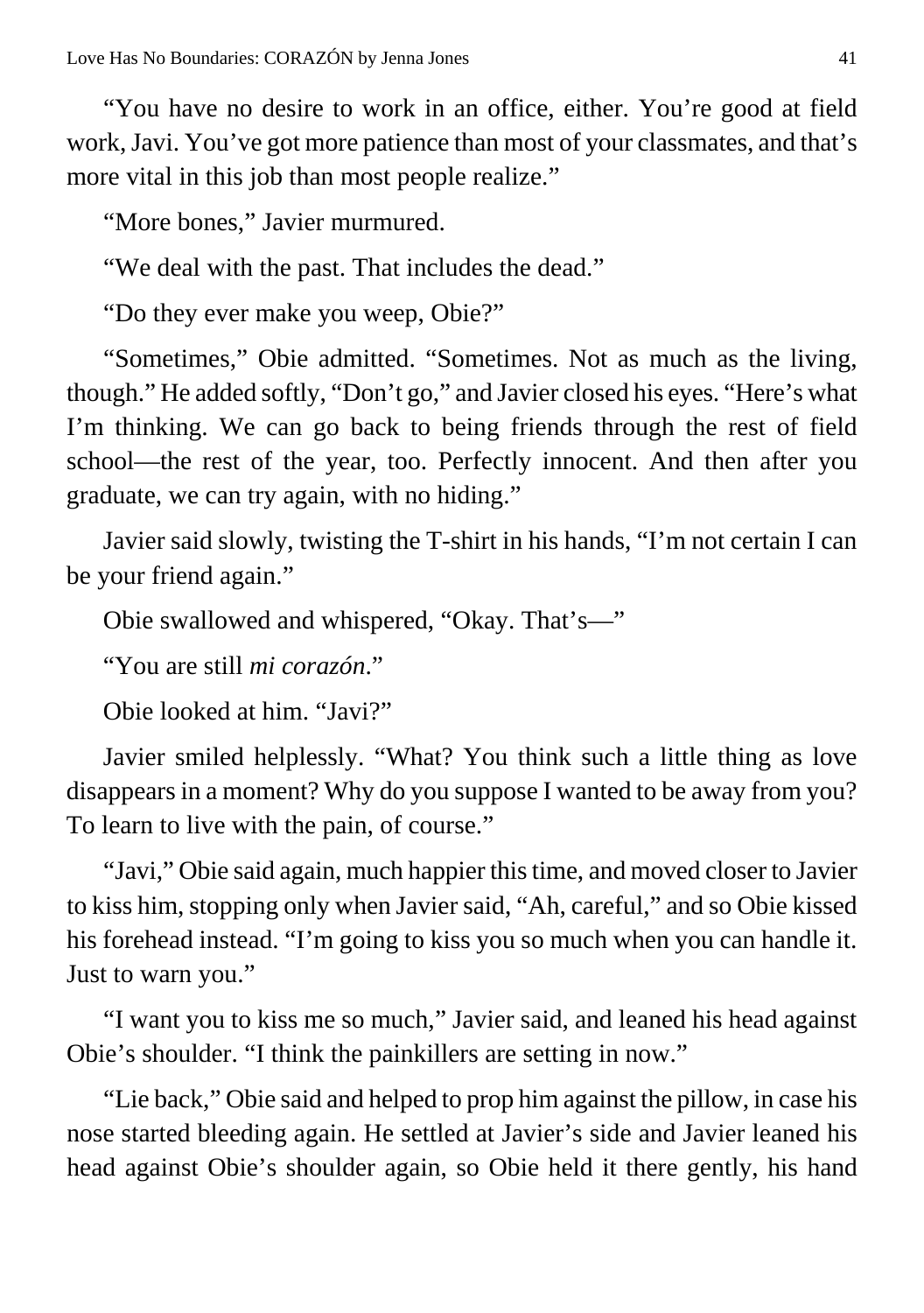"You have no desire to work in an office, either. You're good at field work, Javi. You've got more patience than most of your classmates, and that's more vital in this job than most people realize."

"More bones," Javier murmured.

"We deal with the past. That includes the dead."

"Do they ever make you weep, Obie?"

"Sometimes," Obie admitted. "Sometimes. Not as much as the living, though." He added softly, "Don't go," and Javier closed his eyes. "Here's what I'm thinking. We can go back to being friends through the rest of field school—the rest of the year, too. Perfectly innocent. And then after you graduate, we can try again, with no hiding."

Javier said slowly, twisting the T-shirt in his hands, "I'm not certain I can be your friend again."

Obie swallowed and whispered, "Okay. That's—"

"You are still *mi corazón*."

Obie looked at him. "Javi?"

Javier smiled helplessly. "What? You think such a little thing as love disappears in a moment? Why do you suppose I wanted to be away from you? To learn to live with the pain, of course."

"Javi," Obie said again, much happier this time, and moved closer to Javier to kiss him, stopping only when Javier said, "Ah, careful," and so Obie kissed his forehead instead. "I'm going to kiss you so much when you can handle it. Just to warn you."

"I want you to kiss me so much," Javier said, and leaned his head against Obie's shoulder. "I think the painkillers are setting in now."

"Lie back," Obie said and helped to prop him against the pillow, in case his nose started bleeding again. He settled at Javier's side and Javier leaned his head against Obie's shoulder again, so Obie held it there gently, his hand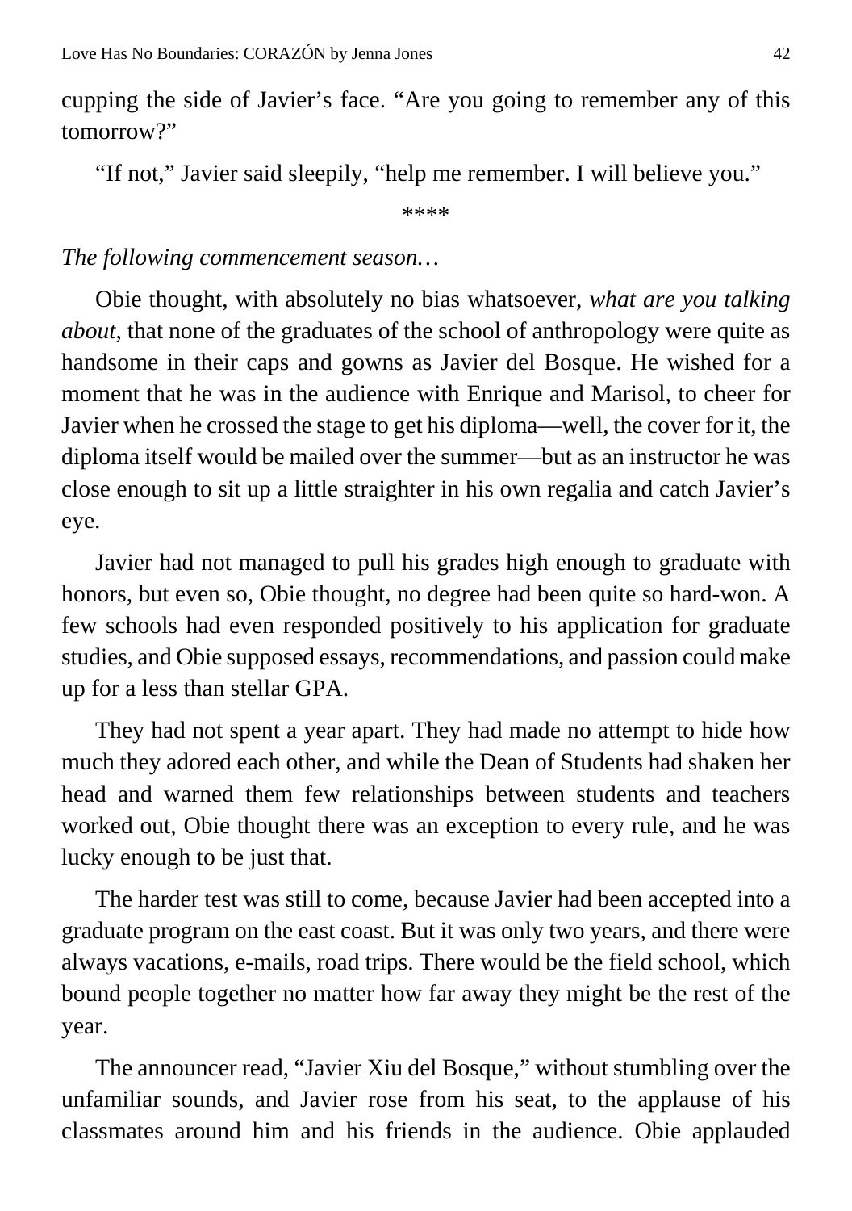cupping the side of Javier's face. "Are you going to remember any of this tomorrow?"

"If not," Javier said sleepily, "help me remember. I will believe you."

****

*The following commencement season…*

Obie thought, with absolutely no bias whatsoever, *what are you talking about*, that none of the graduates of the school of anthropology were quite as handsome in their caps and gowns as Javier del Bosque. He wished for a moment that he was in the audience with Enrique and Marisol, to cheer for Javier when he crossed the stage to get his diploma—well, the cover for it, the diploma itself would be mailed over the summer—but as an instructor he was close enough to sit up a little straighter in his own regalia and catch Javier's eye.

Javier had not managed to pull his grades high enough to graduate with honors, but even so, Obie thought, no degree had been quite so hard-won. A few schools had even responded positively to his application for graduate studies, and Obie supposed essays, recommendations, and passion could make up for a less than stellar GPA.

They had not spent a year apart. They had made no attempt to hide how much they adored each other, and while the Dean of Students had shaken her head and warned them few relationships between students and teachers worked out, Obie thought there was an exception to every rule, and he was lucky enough to be just that.

The harder test was still to come, because Javier had been accepted into a graduate program on the east coast. But it was only two years, and there were always vacations, e-mails, road trips. There would be the field school, which bound people together no matter how far away they might be the rest of the year.

The announcer read, "Javier Xiu del Bosque," without stumbling over the unfamiliar sounds, and Javier rose from his seat, to the applause of his classmates around him and his friends in the audience. Obie applauded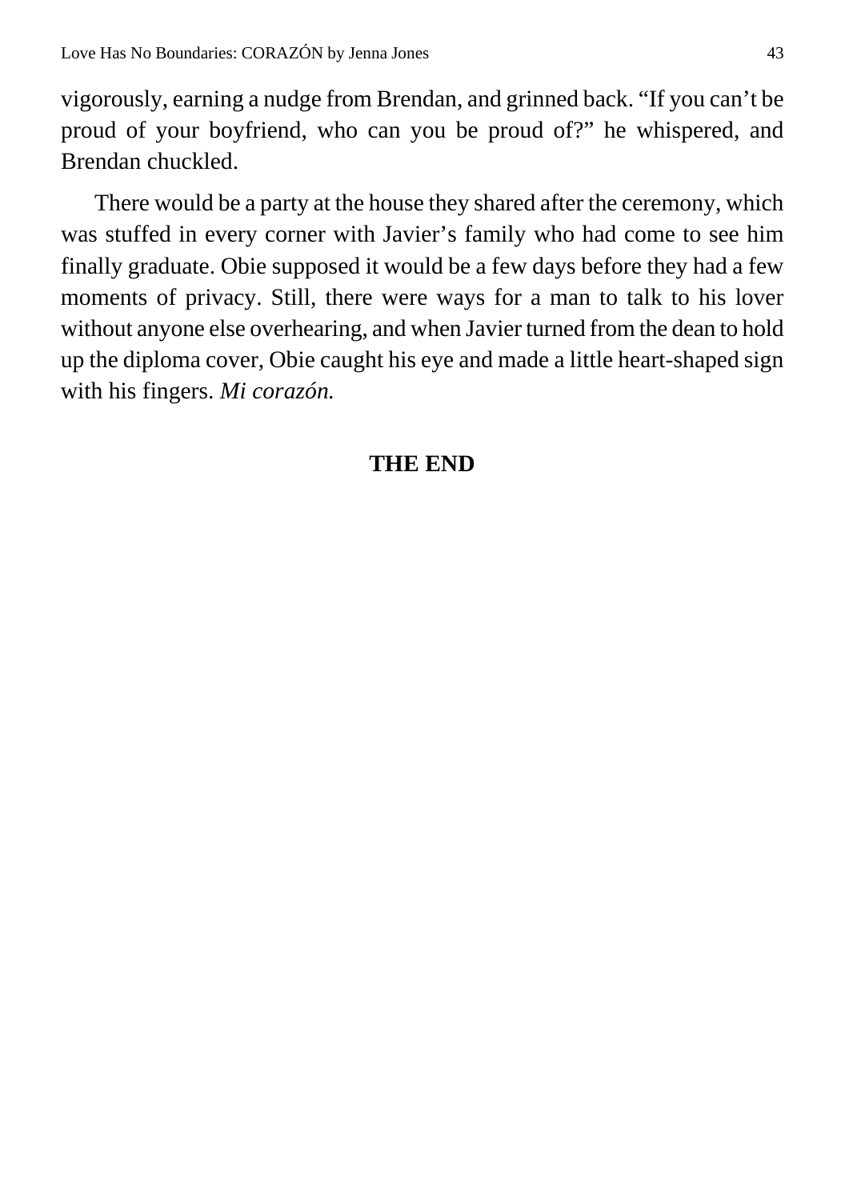vigorously, earning a nudge from Brendan, and grinned back. "If you can't be proud of your boyfriend, who can you be proud of?" he whispered, and Brendan chuckled.

There would be a party at the house they shared after the ceremony, which was stuffed in every corner with Javier's family who had come to see him finally graduate. Obie supposed it would be a few days before they had a few moments of privacy. Still, there were ways for a man to talk to his lover without anyone else overhearing, and when Javier turned from the dean to hold up the diploma cover, Obie caught his eye and made a little heart-shaped sign with his fingers. *Mi corazón.*

**THE END**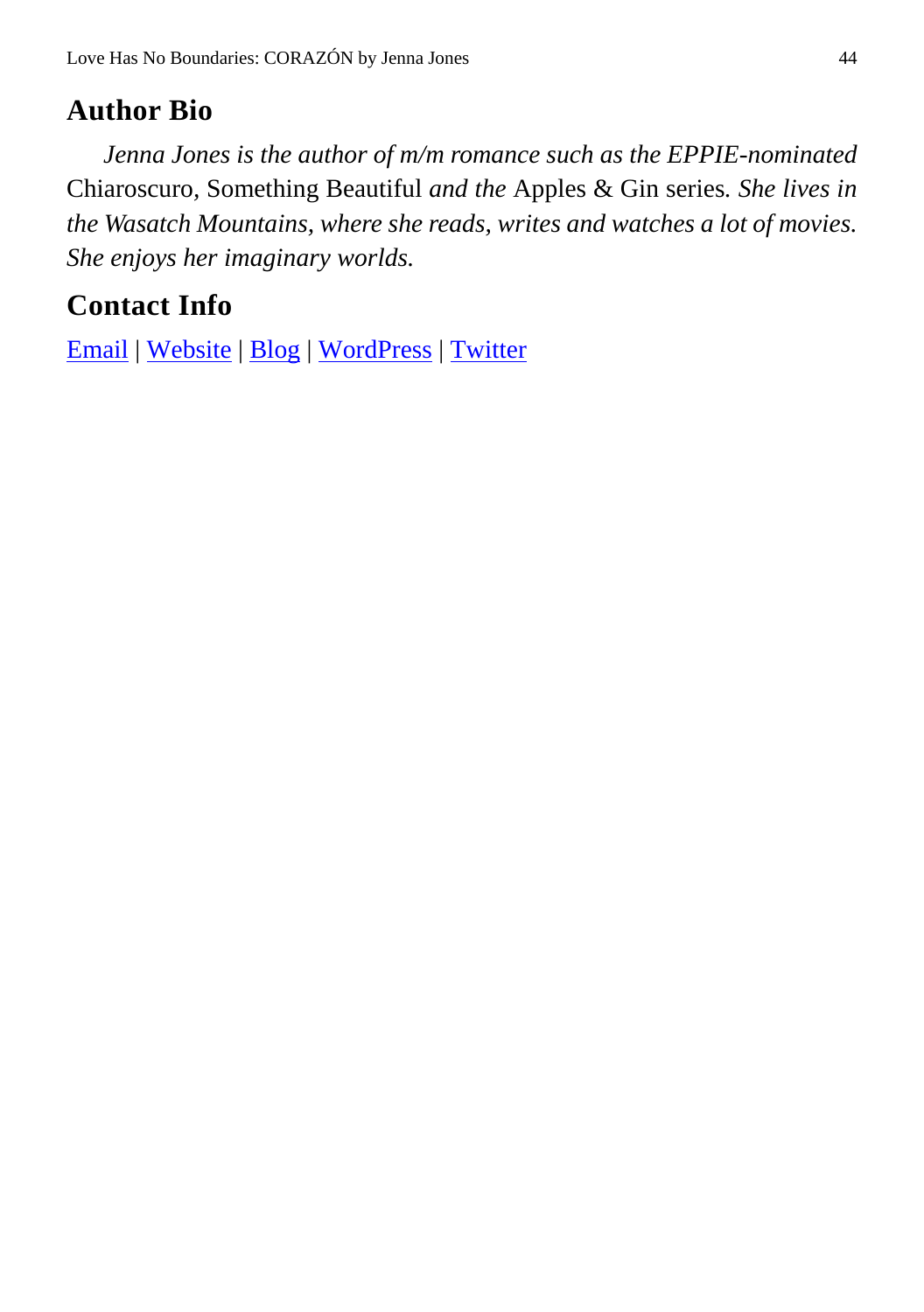## Author Bio

*Jenna Jones is the author of m/m romance such as the EPPIE-nominated* Chiaroscuro, Something Beautiful *and the* Apples & Gin series*. She lives in the Wasatch Mountains, where she reads, writes and watches a lot of movies. She enjoys her imaginary worlds.*

## Contact Info

Email | Website | Blog | WordPress | Twitter